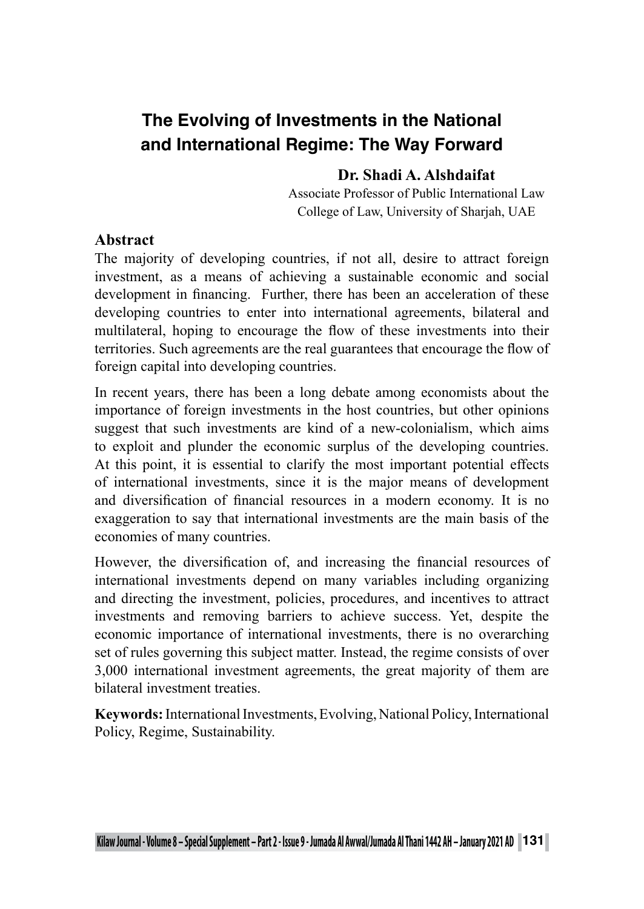# The Evolving of Investments in the National and International Regime: The Way Forward

**Dr. Shadi A. Alshdaifat**

Associate Professor of Public International Law
College of Law, University of Sharjah, UAE

## Abstract

The majority of developing countries, if not all, desire to attract foreign investment, as a means of achieving a sustainable economic and social development in financing. Further, there has been an acceleration of these developing countries to enter into international agreements, bilateral and multilateral, hoping to encourage the flow of these investments into their territories. Such agreements are the real guarantees that encourage the flow of foreign capital into developing countries.

In recent years, there has been a long debate among economists about the importance of foreign investments in the host countries, but other opinions suggest that such investments are kind of a new-colonialism, which aims to exploit and plunder the economic surplus of the developing countries. At this point, it is essential to clarify the most important potential effects of international investments, since it is the major means of development and diversification of financial resources in a modern economy. It is no exaggeration to say that international investments are the main basis of the economies of many countries.

However, the diversification of, and increasing the financial resources of international investments depend on many variables including organizing and directing the investment, policies, procedures, and incentives to attract investments and removing barriers to achieve success. Yet, despite the economic importance of international investments, there is no overarching set of rules governing this subject matter. Instead, the regime consists of over 3,000 international investment agreements, the great majority of them are bilateral investment treaties.

**Keywords:** International Investments, Evolving, National Policy, International Policy, Regime, Sustainability.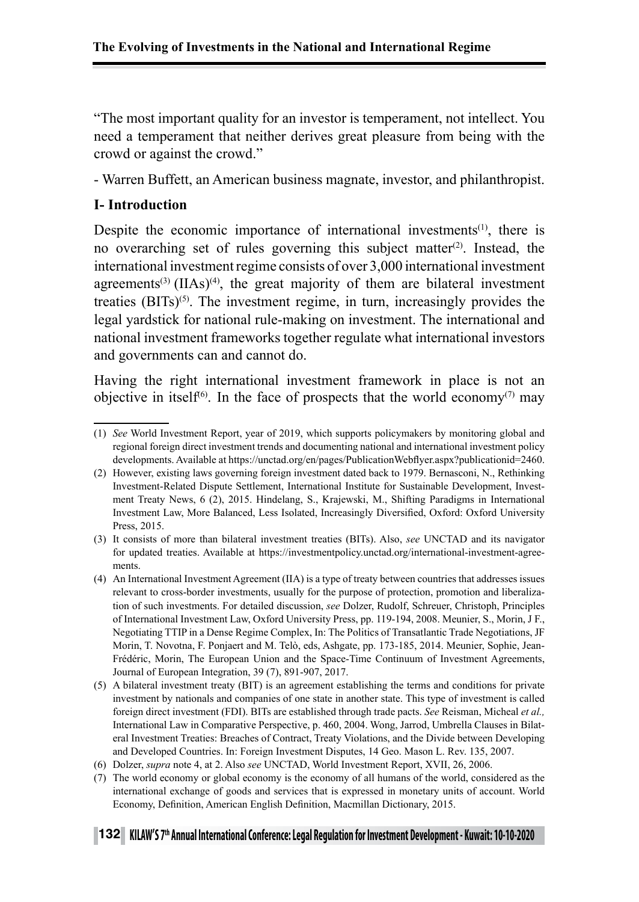"The most important quality for an investor is temperament, not intellect. You need a temperament that neither derives great pleasure from being with the crowd or against the crowd."

- Warren Buffett, an American business magnate, investor, and philanthropist.

## I- Introduction

Despite the economic importance of international investments[1], there is no overarching set of rules governing this subject matter[2]. Instead, the international investment regime consists of over 3,000 international investment agreements[3] (IIAs)[4], the great majority of them are bilateral investment treaties (BITs)[5]. The investment regime, in turn, increasingly provides the legal yardstick for national rule-making on investment. The international and national investment frameworks together regulate what international investors and governments can and cannot do.

Having the right international investment framework in place is not an objective in itself[6]. In the face of prospects that the world economy[7] may

---

(1) *See* World Investment Report, year of 2019, which supports policymakers by monitoring global and regional foreign direct investment trends and documenting national and international investment policy developments. Available at https://unctad.org/en/pages/PublicationWebflyer.aspx?publicationid=2460.

(2) However, existing laws governing foreign investment dated back to 1979. Bernasconi, N., Rethinking Investment-Related Dispute Settlement, International Institute for Sustainable Development, Investment Treaty News, 6 (2), 2015. Hindelang, S., Krajewski, M., Shifting Paradigms in International Investment Law, More Balanced, Less Isolated, Increasingly Diversified, Oxford: Oxford University Press, 2015.

(3) It consists of more than bilateral investment treaties (BITs). Also, *see* UNCTAD and its navigator for updated treaties. Available at https://investmentpolicy.unctad.org/international-investment-agreements.

(4) An International Investment Agreement (IIA) is a type of treaty between countries that addresses issues relevant to cross-border investments, usually for the purpose of protection, promotion and liberalization of such investments. For detailed discussion, *see* Dolzer, Rudolf, Schreuer, Christoph, Principles of International Investment Law, Oxford University Press, pp. 119-194, 2008. Meunier, S., Morin, J F., Negotiating TTIP in a Dense Regime Complex, In: The Politics of Transatlantic Trade Negotiations, JF Morin, T. Novotna, F. Ponjaert and M. Telò, eds, Ashgate, pp. 173-185, 2014. Meunier, Sophie, Jean-Frédéric, Morin, The European Union and the Space-Time Continuum of Investment Agreements, Journal of European Integration, 39 (7), 891-907, 2017.

(5) A bilateral investment treaty (BIT) is an agreement establishing the terms and conditions for private investment by nationals and companies of one state in another state. This type of investment is called foreign direct investment (FDI). BITs are established through trade pacts. *See* Reisman, Micheal *et al.,* International Law in Comparative Perspective, p. 460, 2004. Wong, Jarrod, Umbrella Clauses in Bilateral Investment Treaties: Breaches of Contract, Treaty Violations, and the Divide between Developing and Developed Countries. In: Foreign Investment Disputes, 14 Geo. Mason L. Rev. 135, 2007.

(6) Dolzer, *supra* note 4, at 2. Also *see* UNCTAD, World Investment Report, XVII, 26, 2006.

(7) The world economy or global economy is the economy of all humans of the world, considered as the international exchange of goods and services that is expressed in monetary units of account. World Economy, Definition, American English Definition, Macmillan Dictionary, 2015.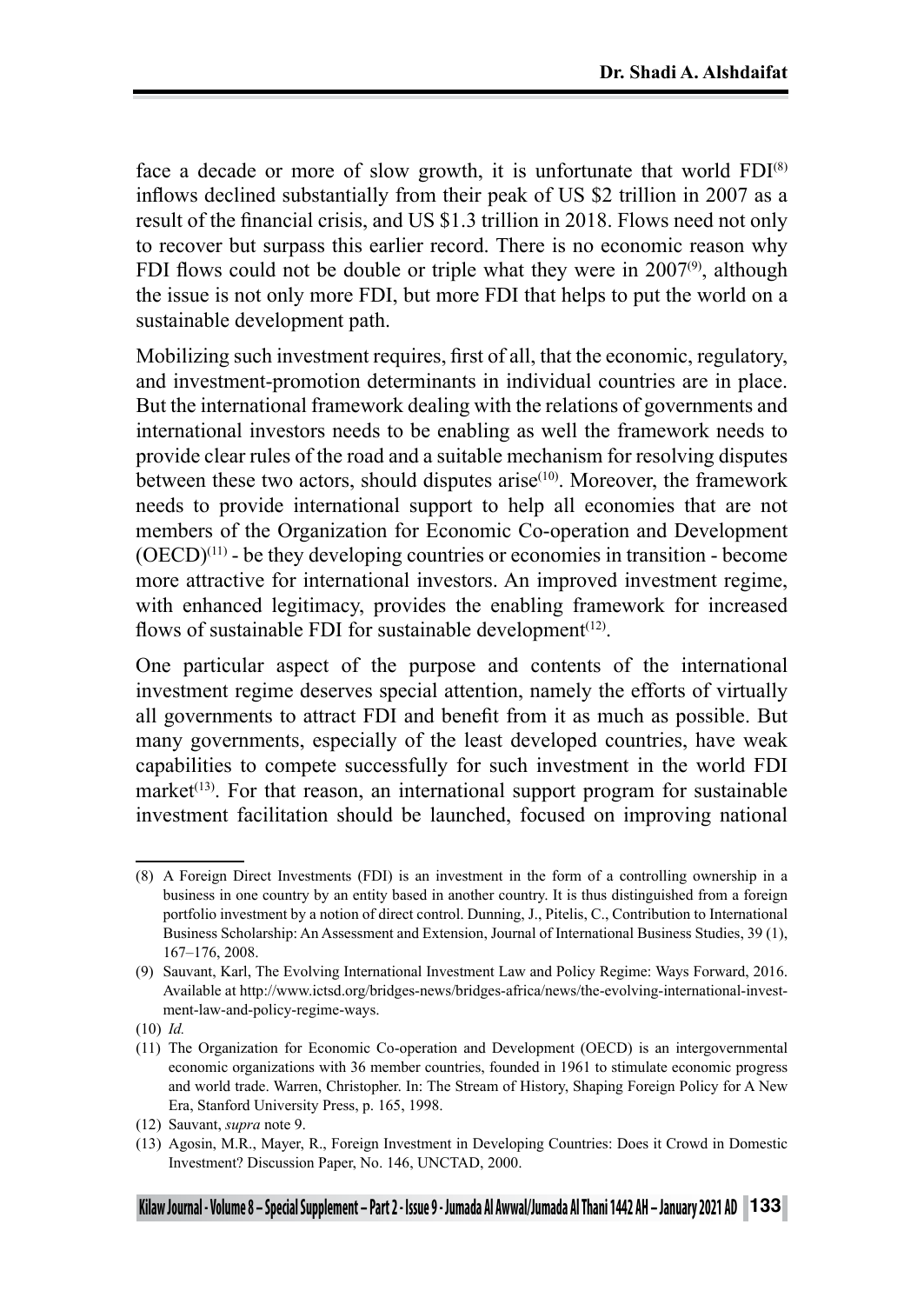face a decade or more of slow growth, it is unfortunate that world FDI[8] inflows declined substantially from their peak of US $2 trillion in 2007 as a result of the financial crisis, and US $1.3 trillion in 2018. Flows need not only to recover but surpass this earlier record. There is no economic reason why FDI flows could not be double or triple what they were in 2007[9], although the issue is not only more FDI, but more FDI that helps to put the world on a sustainable development path.

Mobilizing such investment requires, first of all, that the economic, regulatory, and investment-promotion determinants in individual countries are in place. But the international framework dealing with the relations of governments and international investors needs to be enabling as well the framework needs to provide clear rules of the road and a suitable mechanism for resolving disputes between these two actors, should disputes arise[10]. Moreover, the framework needs to provide international support to help all economies that are not members of the Organization for Economic Co-operation and Development (OECD)[11] - be they developing countries or economies in transition - become more attractive for international investors. An improved investment regime, with enhanced legitimacy, provides the enabling framework for increased flows of sustainable FDI for sustainable development[12].

One particular aspect of the purpose and contents of the international investment regime deserves special attention, namely the efforts of virtually all governments to attract FDI and benefit from it as much as possible. But many governments, especially of the least developed countries, have weak capabilities to compete successfully for such investment in the world FDI market[13]. For that reason, an international support program for sustainable investment facilitation should be launched, focused on improving national

---

(8) A Foreign Direct Investments (FDI) is an investment in the form of a controlling ownership in a business in one country by an entity based in another country. It is thus distinguished from a foreign portfolio investment by a notion of direct control. Dunning, J., Pitelis, C., Contribution to International Business Scholarship: An Assessment and Extension, Journal of International Business Studies, 39 (1), 167–176, 2008.

(9) Sauvant, Karl, The Evolving International Investment Law and Policy Regime: Ways Forward, 2016. Available at http://www.ictsd.org/bridges-news/bridges-africa/news/the-evolving-international-investment-law-and-policy-regime-ways.

(10) *Id.*

(11) The Organization for Economic Co-operation and Development (OECD) is an intergovernmental economic organizations with 36 member countries, founded in 1961 to stimulate economic progress and world trade. Warren, Christopher. In: The Stream of History, Shaping Foreign Policy for A New Era, Stanford University Press, p. 165, 1998.

(12) Sauvant, *supra* note 9.

(13) Agosin, M.R., Mayer, R., Foreign Investment in Developing Countries: Does it Crowd in Domestic Investment? Discussion Paper, No. 146, UNCTAD, 2000.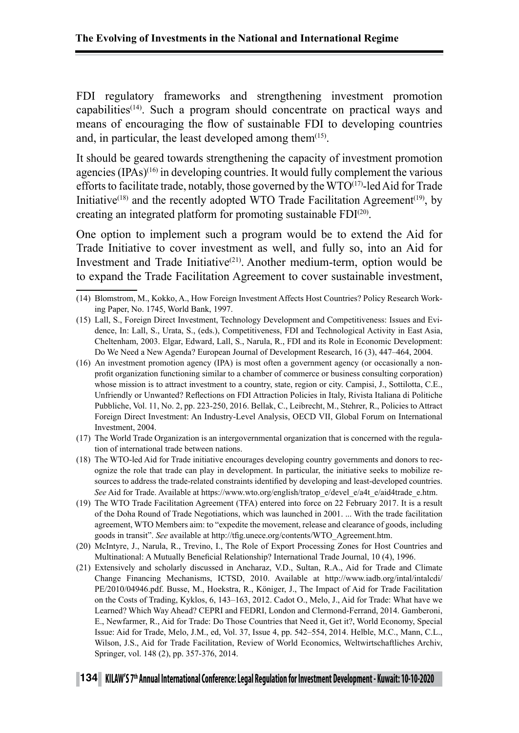FDI regulatory frameworks and strengthening investment promotion capabilities[14]. Such a program should concentrate on practical ways and means of encouraging the flow of sustainable FDI to developing countries and, in particular, the least developed among them[15].

It should be geared towards strengthening the capacity of investment promotion agencies (IPAs)[16] in developing countries. It would fully complement the various efforts to facilitate trade, notably, those governed by the WTO[17]-led Aid for Trade Initiative[18] and the recently adopted WTO Trade Facilitation Agreement[19], by creating an integrated platform for promoting sustainable FDI[20].

One option to implement such a program would be to extend the Aid for Trade Initiative to cover investment as well, and fully so, into an Aid for Investment and Trade Initiative[21]. Another medium-term, option would be to expand the Trade Facilitation Agreement to cover sustainable investment,

---

(14) Blomstrom, M., Kokko, A., How Foreign Investment Affects Host Countries? Policy Research Working Paper, No. 1745, World Bank, 1997.

(15) Lall, S., Foreign Direct Investment, Technology Development and Competitiveness: Issues and Evidence, In: Lall, S., Urata, S., (eds.), Competitiveness, FDI and Technological Activity in East Asia, Cheltenham, 2003. Elgar, Edward, Lall, S., Narula, R., FDI and its Role in Economic Development: Do We Need a New Agenda? European Journal of Development Research, 16 (3), 447–464, 2004.

(16) An investment promotion agency (IPA) is most often a government agency (or occasionally a non-profit organization functioning similar to a chamber of commerce or business consulting corporation) whose mission is to attract investment to a country, state, region or city. Campisi, J., Sottilotta, C.E., Unfriendly or Unwanted? Reflections on FDI Attraction Policies in Italy, Rivista Italiana di Politiche Pubbliche, Vol. 11, No. 2, pp. 223-250, 2016. Bellak, C., Leibrecht, M., Stehrer, R., Policies to Attract Foreign Direct Investment: An Industry-Level Analysis, OECD VII, Global Forum on International Investment, 2004.

(17) The World Trade Organization is an intergovernmental organization that is concerned with the regulation of international trade between nations.

(18) The WTO-led Aid for Trade initiative encourages developing country governments and donors to recognize the role that trade can play in development. In particular, the initiative seeks to mobilize resources to address the trade-related constraints identified by developing and least-developed countries. *See* Aid for Trade. Available at https://www.wto.org/english/tratop_e/devel_e/a4t_e/aid4trade_e.htm.

(19) The WTO Trade Facilitation Agreement (TFA) entered into force on 22 February 2017. It is a result of the Doha Round of Trade Negotiations, which was launched in 2001. ... With the trade facilitation agreement, WTO Members aim: to "expedite the movement, release and clearance of goods, including goods in transit". *See* available at http://tfig.unece.org/contents/WTO_Agreement.htm.

(20) McIntyre, J., Narula, R., Trevino, I., The Role of Export Processing Zones for Host Countries and Multinational: A Mutually Beneficial Relationship? International Trade Journal, 10 (4), 1996.

(21) Extensively and scholarly discussed in Ancharaz, V.D., Sultan, R.A., Aid for Trade and Climate Change Financing Mechanisms, ICTSD, 2010. Available at http://www.iadb.org/intal/intalcdi/PE/2010/04946.pdf. Busse, M., Hoekstra, R., Königer, J., The Impact of Aid for Trade Facilitation on the Costs of Trading, Kyklos, 6, 143–163, 2012. Cadot O., Melo, J., Aid for Trade: What have we Learned? Which Way Ahead? CEPRI and FEDRI, London and Clermond-Ferrand, 2014. Gamberoni, E., Newfarmer, R., Aid for Trade: Do Those Countries that Need it, Get it?, World Economy, Special Issue: Aid for Trade, Melo, J.M., ed, Vol. 37, Issue 4, pp. 542–554, 2014. Helble, M.C., Mann, C.L., Wilson, J.S., Aid for Trade Facilitation, Review of World Economics, Weltwirtschaftliches Archiv, Springer, vol. 148 (2), pp. 357-376, 2014.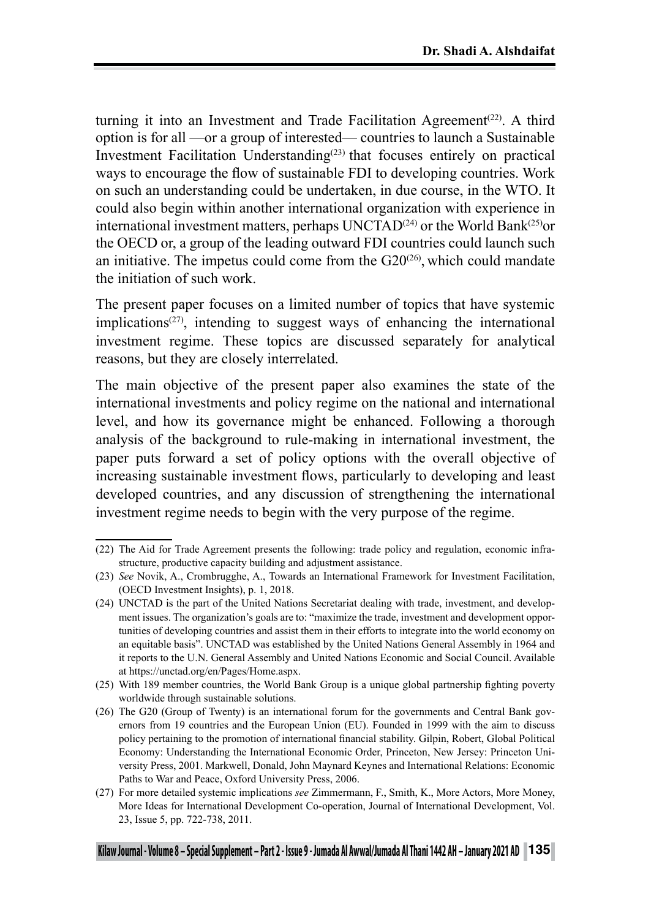turning it into an Investment and Trade Facilitation Agreement[22]. A third option is for all —or a group of interested— countries to launch a Sustainable Investment Facilitation Understanding[23] that focuses entirely on practical ways to encourage the flow of sustainable FDI to developing countries. Work on such an understanding could be undertaken, in due course, in the WTO. It could also begin within another international organization with experience in international investment matters, perhaps UNCTAD[24] or the World Bank[25]or the OECD or, a group of the leading outward FDI countries could launch such an initiative. The impetus could come from the G20[26], which could mandate the initiation of such work.

The present paper focuses on a limited number of topics that have systemic implications[27], intending to suggest ways of enhancing the international investment regime. These topics are discussed separately for analytical reasons, but they are closely interrelated.

The main objective of the present paper also examines the state of the international investments and policy regime on the national and international level, and how its governance might be enhanced. Following a thorough analysis of the background to rule-making in international investment, the paper puts forward a set of policy options with the overall objective of increasing sustainable investment flows, particularly to developing and least developed countries, and any discussion of strengthening the international investment regime needs to begin with the very purpose of the regime.

---

(22) The Aid for Trade Agreement presents the following: trade policy and regulation, economic infrastructure, productive capacity building and adjustment assistance.

(23) *See* Novik, A., Crombrugghe, A., Towards an International Framework for Investment Facilitation, (OECD Investment Insights), p. 1, 2018.

(24) UNCTAD is the part of the United Nations Secretariat dealing with trade, investment, and development issues. The organization's goals are to: "maximize the trade, investment and development opportunities of developing countries and assist them in their efforts to integrate into the world economy on an equitable basis". UNCTAD was established by the United Nations General Assembly in 1964 and it reports to the U.N. General Assembly and United Nations Economic and Social Council. Available at https://unctad.org/en/Pages/Home.aspx.

(25) With 189 member countries, the World Bank Group is a unique global partnership fighting poverty worldwide through sustainable solutions.

(26) The G20 (Group of Twenty) is an international forum for the governments and Central Bank governors from 19 countries and the European Union (EU). Founded in 1999 with the aim to discuss policy pertaining to the promotion of international financial stability. Gilpin, Robert, Global Political Economy: Understanding the International Economic Order, Princeton, New Jersey: Princeton University Press, 2001. Markwell, Donald, John Maynard Keynes and International Relations: Economic Paths to War and Peace, Oxford University Press, 2006.

(27) For more detailed systemic implications *see* Zimmermann, F., Smith, K., More Actors, More Money, More Ideas for International Development Co-operation, Journal of International Development, Vol. 23, Issue 5, pp. 722-738, 2011.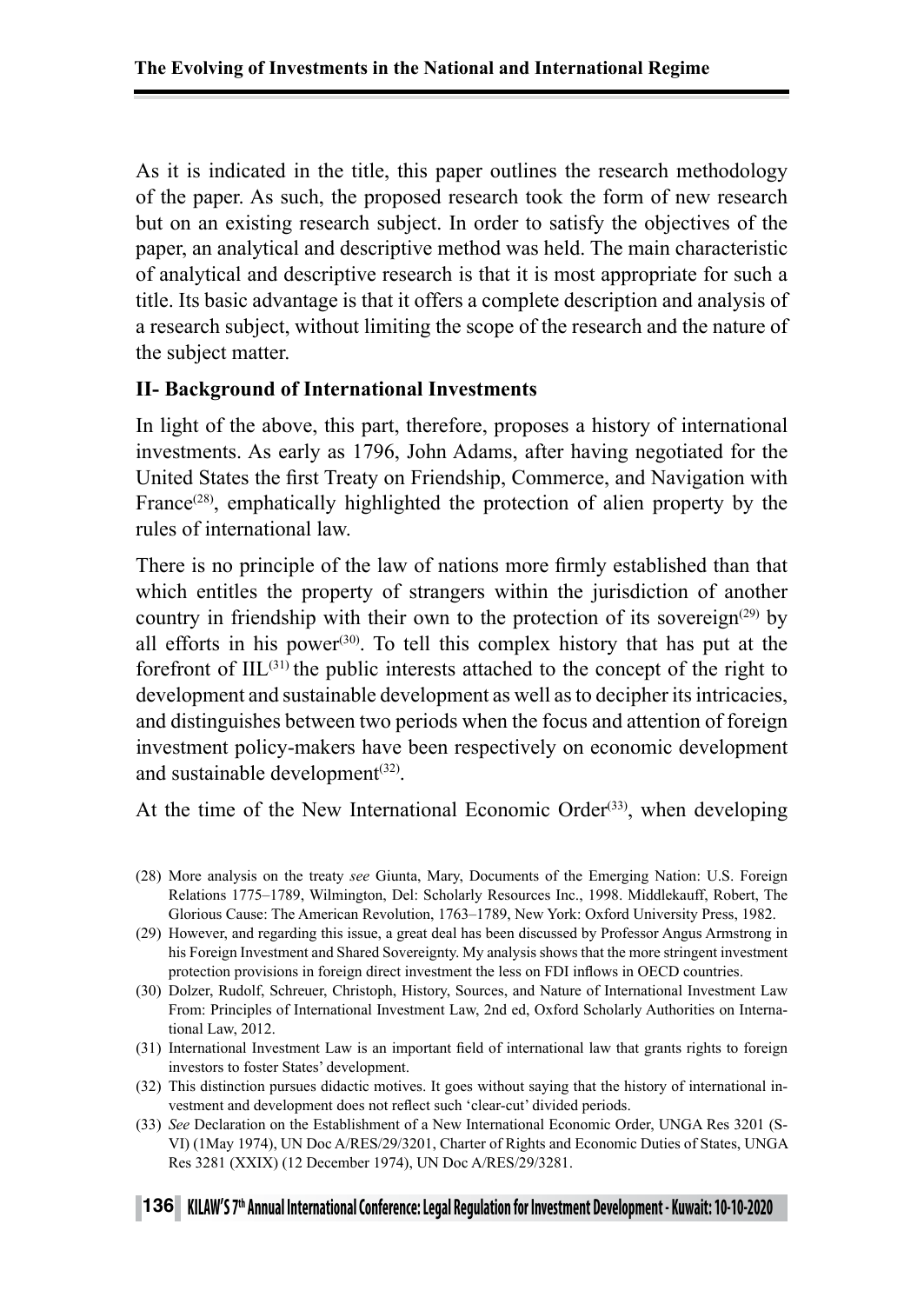As it is indicated in the title, this paper outlines the research methodology of the paper. As such, the proposed research took the form of new research but on an existing research subject. In order to satisfy the objectives of the paper, an analytical and descriptive method was held. The main characteristic of analytical and descriptive research is that it is most appropriate for such a title. Its basic advantage is that it offers a complete description and analysis of a research subject, without limiting the scope of the research and the nature of the subject matter.

## II- Background of International Investments

In light of the above, this part, therefore, proposes a history of international investments. As early as 1796, John Adams, after having negotiated for the United States the first Treaty on Friendship, Commerce, and Navigation with France[(28)], emphatically highlighted the protection of alien property by the rules of international law.

There is no principle of the law of nations more firmly established than that which entitles the property of strangers within the jurisdiction of another country in friendship with their own to the protection of its sovereign[(29)] by all efforts in his power[(30)]. To tell this complex history that has put at the forefront of IIL[(31)] the public interests attached to the concept of the right to development and sustainable development as well as to decipher its intricacies, and distinguishes between two periods when the focus and attention of foreign investment policy-makers have been respectively on economic development and sustainable development[(32)].

At the time of the New International Economic Order[(33)], when developing

(28) More analysis on the treaty *see* Giunta, Mary, Documents of the Emerging Nation: U.S. Foreign Relations 1775–1789, Wilmington, Del: Scholarly Resources Inc., 1998. Middlekauff, Robert, The Glorious Cause: The American Revolution, 1763–1789, New York: Oxford University Press, 1982.

(29) However, and regarding this issue, a great deal has been discussed by Professor Angus Armstrong in his Foreign Investment and Shared Sovereignty. My analysis shows that the more stringent investment protection provisions in foreign direct investment the less on FDI inflows in OECD countries.

(30) Dolzer, Rudolf, Schreuer, Christoph, History, Sources, and Nature of International Investment Law From: Principles of International Investment Law, 2nd ed, Oxford Scholarly Authorities on International Law, 2012.

(31) International Investment Law is an important field of international law that grants rights to foreign investors to foster States' development.

(32) This distinction pursues didactic motives. It goes without saying that the history of international investment and development does not reflect such 'clear-cut' divided periods.

(33) *See* Declaration on the Establishment of a New International Economic Order, UNGA Res 3201 (S-VI) (1May 1974), UN Doc A/RES/29/3201, Charter of Rights and Economic Duties of States, UNGA Res 3281 (XXIX) (12 December 1974), UN Doc A/RES/29/3281.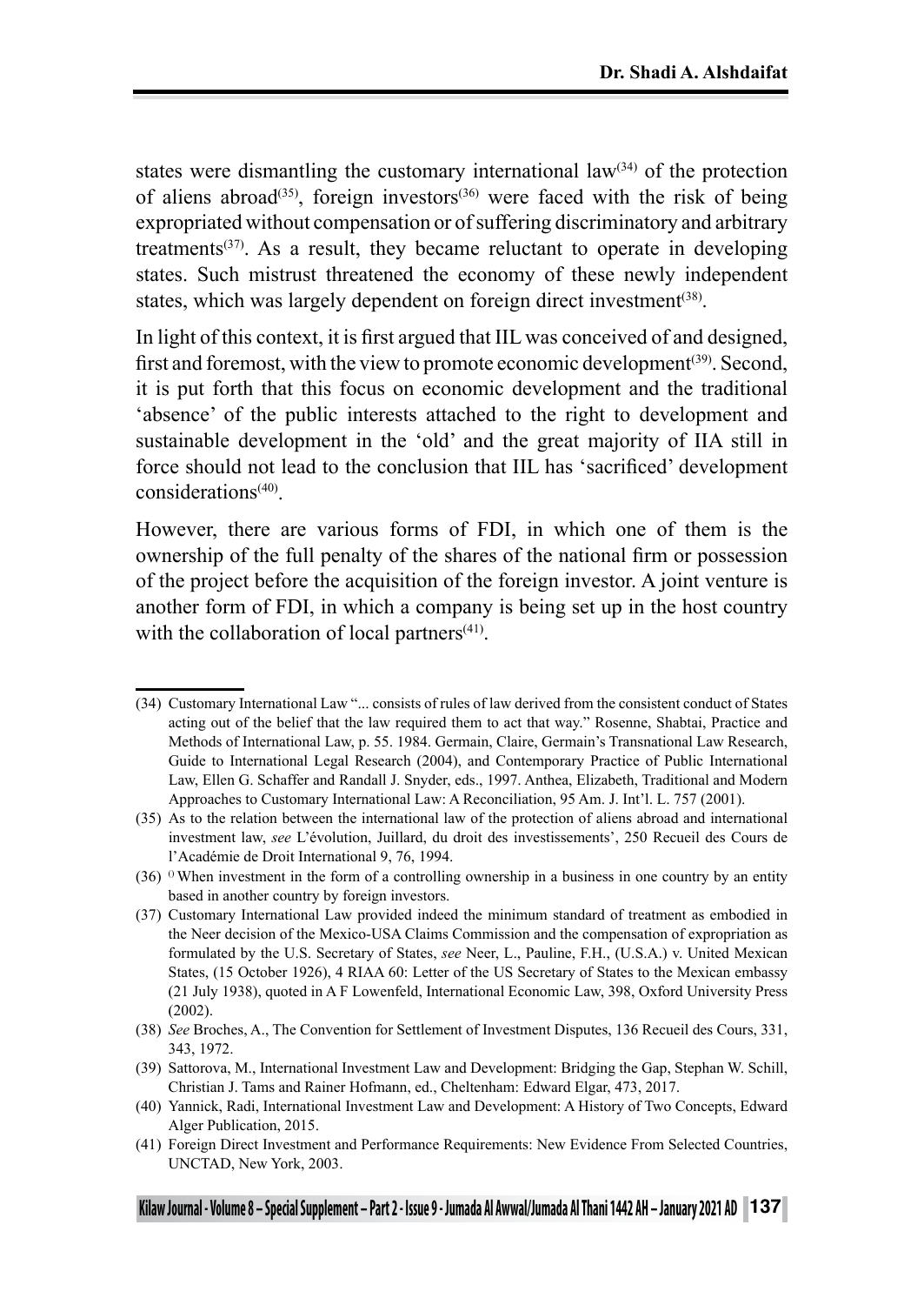states were dismantling the customary international law[34] of the protection of aliens abroad[35], foreign investors[36] were faced with the risk of being expropriated without compensation or of suffering discriminatory and arbitrary treatments[37]. As a result, they became reluctant to operate in developing states. Such mistrust threatened the economy of these newly independent states, which was largely dependent on foreign direct investment[38].

In light of this context, it is first argued that IIL was conceived of and designed, first and foremost, with the view to promote economic development[39]. Second, it is put forth that this focus on economic development and the traditional 'absence' of the public interests attached to the right to development and sustainable development in the 'old' and the great majority of IIA still in force should not lead to the conclusion that IIL has 'sacrificed' development considerations[40].

However, there are various forms of FDI, in which one of them is the ownership of the full penalty of the shares of the national firm or possession of the project before the acquisition of the foreign investor. A joint venture is another form of FDI, in which a company is being set up in the host country with the collaboration of local partners[41].

---

(34) Customary International Law "... consists of rules of law derived from the consistent conduct of States acting out of the belief that the law required them to act that way." Rosenne, Shabtai, Practice and Methods of International Law, p. 55. 1984. Germain, Claire, Germain's Transnational Law Research, Guide to International Legal Research (2004), and Contemporary Practice of Public International Law, Ellen G. Schaffer and Randall J. Snyder, eds., 1997. Anthea, Elizabeth, Traditional and Modern Approaches to Customary International Law: A Reconciliation, 95 Am. J. Int'l. L. 757 (2001).

(35) As to the relation between the international law of the protection of aliens abroad and international investment law, *see* L'évolution, Juillard, du droit des investissements', 250 Recueil des Cours de l'Académie de Droit International 9, 76, 1994.

(36) () When investment in the form of a controlling ownership in a business in one country by an entity based in another country by foreign investors.

(37) Customary International Law provided indeed the minimum standard of treatment as embodied in the Neer decision of the Mexico-USA Claims Commission and the compensation of expropriation as formulated by the U.S. Secretary of States, *see* Neer, L., Pauline, F.H., (U.S.A.) v. United Mexican States, (15 October 1926), 4 RIAA 60: Letter of the US Secretary of States to the Mexican embassy (21 July 1938), quoted in A F Lowenfeld, International Economic Law, 398, Oxford University Press (2002).

(38) *See* Broches, A., The Convention for Settlement of Investment Disputes, 136 Recueil des Cours, 331, 343, 1972.

(39) Sattorova, M., International Investment Law and Development: Bridging the Gap, Stephan W. Schill, Christian J. Tams and Rainer Hofmann, ed., Cheltenham: Edward Elgar, 473, 2017.

(40) Yannick, Radi, International Investment Law and Development: A History of Two Concepts, Edward Alger Publication, 2015.

(41) Foreign Direct Investment and Performance Requirements: New Evidence From Selected Countries, UNCTAD, New York, 2003.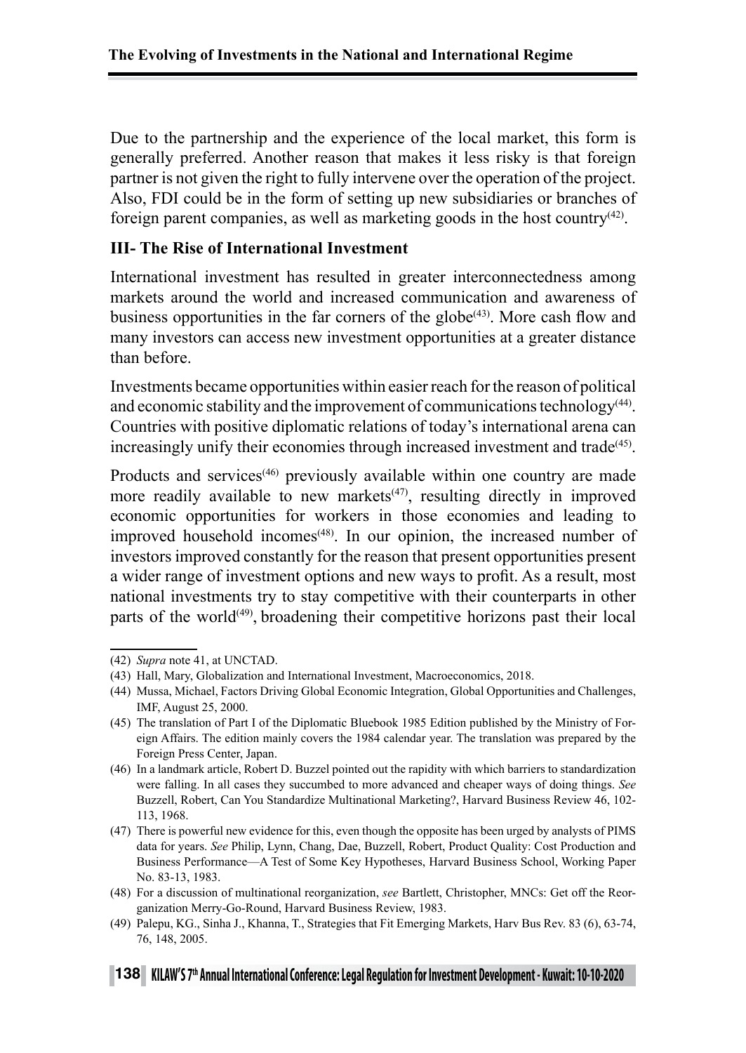Due to the partnership and the experience of the local market, this form is generally preferred. Another reason that makes it less risky is that foreign partner is not given the right to fully intervene over the operation of the project. Also, FDI could be in the form of setting up new subsidiaries or branches of foreign parent companies, as well as marketing goods in the host country[42].

### III- The Rise of International Investment

International investment has resulted in greater interconnectedness among markets around the world and increased communication and awareness of business opportunities in the far corners of the globe[43]. More cash flow and many investors can access new investment opportunities at a greater distance than before.

Investments became opportunities within easier reach for the reason of political and economic stability and the improvement of communications technology[44]. Countries with positive diplomatic relations of today's international arena can increasingly unify their economies through increased investment and trade[45].

Products and services[46] previously available within one country are made more readily available to new markets[47], resulting directly in improved economic opportunities for workers in those economies and leading to improved household incomes[48]. In our opinion, the increased number of investors improved constantly for the reason that present opportunities present a wider range of investment options and new ways to profit. As a result, most national investments try to stay competitive with their counterparts in other parts of the world[49], broadening their competitive horizons past their local

---

(42) *Supra* note 41, at UNCTAD.

(43) Hall, Mary, Globalization and International Investment, Macroeconomics, 2018.

(44) Mussa, Michael, Factors Driving Global Economic Integration, Global Opportunities and Challenges, IMF, August 25, 2000.

(45) The translation of Part I of the Diplomatic Bluebook 1985 Edition published by the Ministry of Foreign Affairs. The edition mainly covers the 1984 calendar year. The translation was prepared by the Foreign Press Center, Japan.

(46) In a landmark article, Robert D. Buzzel pointed out the rapidity with which barriers to standardization were falling. In all cases they succumbed to more advanced and cheaper ways of doing things. *See* Buzzell, Robert, Can You Standardize Multinational Marketing?, Harvard Business Review 46, 102-113, 1968.

(47) There is powerful new evidence for this, even though the opposite has been urged by analysts of PIMS data for years. *See* Philip, Lynn, Chang, Dae, Buzzell, Robert, Product Quality: Cost Production and Business Performance—A Test of Some Key Hypotheses, Harvard Business School, Working Paper No. 83-13, 1983.

(48) For a discussion of multinational reorganization, *see* Bartlett, Christopher, MNCs: Get off the Reorganization Merry-Go-Round, Harvard Business Review, 1983.

(49) Palepu, KG., Sinha J., Khanna, T., Strategies that Fit Emerging Markets, Harv Bus Rev. 83 (6), 63-74, 76, 148, 2005.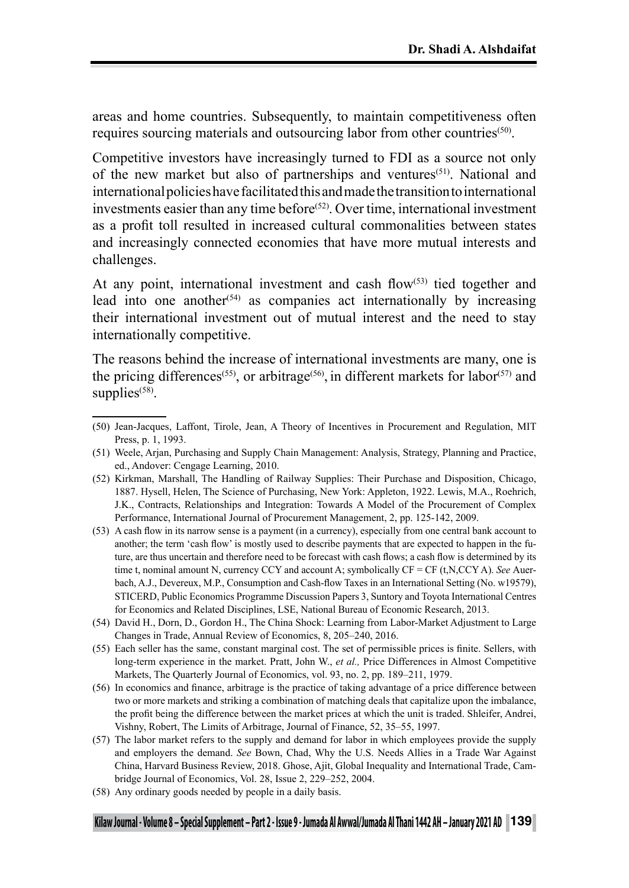areas and home countries. Subsequently, to maintain competitiveness often requires sourcing materials and outsourcing labor from other countries[50].

Competitive investors have increasingly turned to FDI as a source not only of the new market but also of partnerships and ventures[51]. National and international policies have facilitated this and made the transition to international investments easier than any time before[52]. Over time, international investment as a profit toll resulted in increased cultural commonalities between states and increasingly connected economies that have more mutual interests and challenges.

At any point, international investment and cash flow[53] tied together and lead into one another[54] as companies act internationally by increasing their international investment out of mutual interest and the need to stay internationally competitive.

The reasons behind the increase of international investments are many, one is the pricing differences[55], or arbitrage[56], in different markets for labor[57] and supplies[58].

---

(50) Jean-Jacques, Laffont, Tirole, Jean, A Theory of Incentives in Procurement and Regulation, MIT Press, p. 1, 1993.

(51) Weele, Arjan, Purchasing and Supply Chain Management: Analysis, Strategy, Planning and Practice, ed., Andover: Cengage Learning, 2010.

(52) Kirkman, Marshall, The Handling of Railway Supplies: Their Purchase and Disposition, Chicago, 1887. Hysell, Helen, The Science of Purchasing, New York: Appleton, 1922. Lewis, M.A., Roehrich, J.K., Contracts, Relationships and Integration: Towards A Model of the Procurement of Complex Performance, International Journal of Procurement Management, 2, pp. 125-142, 2009.

(53) A cash flow in its narrow sense is a payment (in a currency), especially from one central bank account to another; the term 'cash flow' is mostly used to describe payments that are expected to happen in the future, are thus uncertain and therefore need to be forecast with cash flows; a cash flow is determined by its time t, nominal amount N, currency CCY and account A; symbolically CF = CF (t,N,CCY A). *See* Auerbach, A.J., Devereux, M.P., Consumption and Cash-flow Taxes in an International Setting (No. w19579), STICERD, Public Economics Programme Discussion Papers 3, Suntory and Toyota International Centres for Economics and Related Disciplines, LSE, National Bureau of Economic Research, 2013.

(54) David H., Dorn, D., Gordon H., The China Shock: Learning from Labor-Market Adjustment to Large Changes in Trade, Annual Review of Economics, 8, 205–240, 2016.

(55) Each seller has the same, constant marginal cost. The set of permissible prices is finite. Sellers, with long-term experience in the market. Pratt, John W., *et al.,* Price Differences in Almost Competitive Markets, The Quarterly Journal of Economics, vol. 93, no. 2, pp. 189–211, 1979.

(56) In economics and finance, arbitrage is the practice of taking advantage of a price difference between two or more markets and striking a combination of matching deals that capitalize upon the imbalance, the profit being the difference between the market prices at which the unit is traded. Shleifer, Andrei, Vishny, Robert, The Limits of Arbitrage, Journal of Finance, 52, 35–55, 1997.

(57) The labor market refers to the supply and demand for labor in which employees provide the supply and employers the demand. *See* Bown, Chad, Why the U.S. Needs Allies in a Trade War Against China, Harvard Business Review, 2018. Ghose, Ajit, Global Inequality and International Trade, Cambridge Journal of Economics, Vol. 28, Issue 2, 229–252, 2004.

(58) Any ordinary goods needed by people in a daily basis.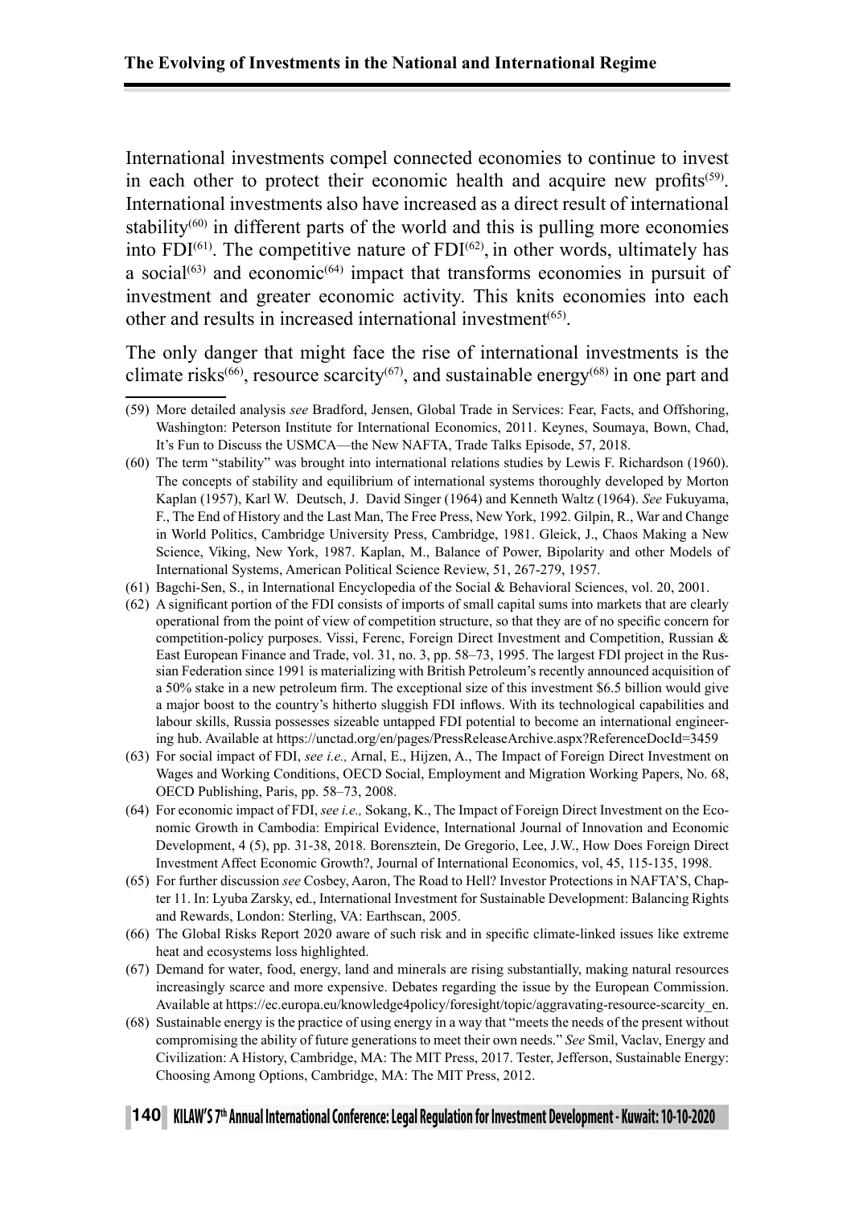International investments compel connected economies to continue to invest in each other to protect their economic health and acquire new profits[59]. International investments also have increased as a direct result of international stability[60] in different parts of the world and this is pulling more economies into FDI[61]. The competitive nature of FDI[62], in other words, ultimately has a social[63] and economic[64] impact that transforms economies in pursuit of investment and greater economic activity. This knits economies into each other and results in increased international investment[65].

The only danger that might face the rise of international investments is the climate risks[66], resource scarcity[67], and sustainable energy[68] in one part and

---

(59) More detailed analysis *see* Bradford, Jensen, Global Trade in Services: Fear, Facts, and Offshoring, Washington: Peterson Institute for International Economics, 2011. Keynes, Soumaya, Bown, Chad, It's Fun to Discuss the USMCA—the New NAFTA, Trade Talks Episode, 57, 2018.

(60) The term "stability" was brought into international relations studies by Lewis F. Richardson (1960). The concepts of stability and equilibrium of international systems thoroughly developed by Morton Kaplan (1957), Karl W. Deutsch, J. David Singer (1964) and Kenneth Waltz (1964). *See* Fukuyama, F., The End of History and the Last Man, The Free Press, New York, 1992. Gilpin, R., War and Change in World Politics, Cambridge University Press, Cambridge, 1981. Gleick, J., Chaos Making a New Science, Viking, New York, 1987. Kaplan, M., Balance of Power, Bipolarity and other Models of International Systems, American Political Science Review, 51, 267-279, 1957.

(61) Bagchi-Sen, S., in International Encyclopedia of the Social & Behavioral Sciences, vol. 20, 2001.

(62) A significant portion of the FDI consists of imports of small capital sums into markets that are clearly operational from the point of view of competition structure, so that they are of no specific concern for competition-policy purposes. Vissi, Ferenc, Foreign Direct Investment and Competition, Russian & East European Finance and Trade, vol. 31, no. 3, pp. 58–73, 1995. The largest FDI project in the Russian Federation since 1991 is materializing with British Petroleum's recently announced acquisition of a 50% stake in a new petroleum firm. The exceptional size of this investment $6.5 billion would give a major boost to the country's hitherto sluggish FDI inflows. With its technological capabilities and labour skills, Russia possesses sizeable untapped FDI potential to become an international engineering hub. Available at https://unctad.org/en/pages/PressReleaseArchive.aspx?ReferenceDocId=3459

(63) For social impact of FDI, *see i.e.,* Arnal, E., Hijzen, A., The Impact of Foreign Direct Investment on Wages and Working Conditions, OECD Social, Employment and Migration Working Papers, No. 68, OECD Publishing, Paris, pp. 58–73, 2008.

(64) For economic impact of FDI, *see i.e.,* Sokang, K., The Impact of Foreign Direct Investment on the Economic Growth in Cambodia: Empirical Evidence, International Journal of Innovation and Economic Development, 4 (5), pp. 31-38, 2018. Borensztein, De Gregorio, Lee, J.W., How Does Foreign Direct Investment Affect Economic Growth?, Journal of International Economics, vol, 45, 115-135, 1998.

(65) For further discussion *see* Cosbey, Aaron, The Road to Hell? Investor Protections in NAFTA'S, Chapter 11. In: Lyuba Zarsky, ed., International Investment for Sustainable Development: Balancing Rights and Rewards, London: Sterling, VA: Earthscan, 2005.

(66) The Global Risks Report 2020 aware of such risk and in specific climate-linked issues like extreme heat and ecosystems loss highlighted.

(67) Demand for water, food, energy, land and minerals are rising substantially, making natural resources increasingly scarce and more expensive. Debates regarding the issue by the European Commission. Available at https://ec.europa.eu/knowledge4policy/foresight/topic/aggravating-resource-scarcity_en.

(68) Sustainable energy is the practice of using energy in a way that "meets the needs of the present without compromising the ability of future generations to meet their own needs." *See* Smil, Vaclav, Energy and Civilization: A History, Cambridge, MA: The MIT Press, 2017. Tester, Jefferson, Sustainable Energy: Choosing Among Options, Cambridge, MA: The MIT Press, 2012.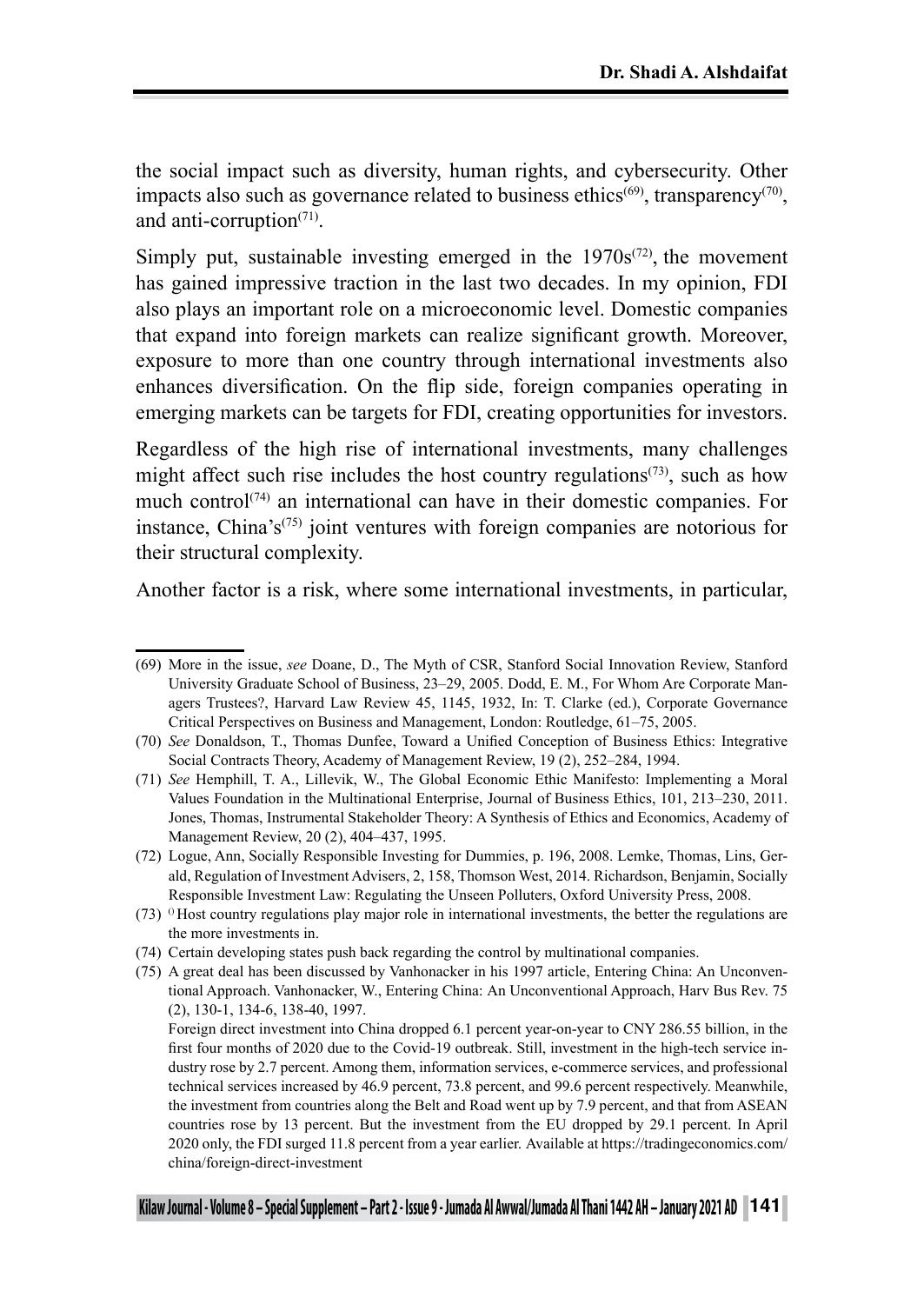the social impact such as diversity, human rights, and cybersecurity. Other impacts also such as governance related to business ethics[69], transparency[70], and anti-corruption[71].

Simply put, sustainable investing emerged in the 1970s[72], the movement has gained impressive traction in the last two decades. In my opinion, FDI also plays an important role on a microeconomic level. Domestic companies that expand into foreign markets can realize significant growth. Moreover, exposure to more than one country through international investments also enhances diversification. On the flip side, foreign companies operating in emerging markets can be targets for FDI, creating opportunities for investors.

Regardless of the high rise of international investments, many challenges might affect such rise includes the host country regulations[73], such as how much control[74] an international can have in their domestic companies. For instance, China's[75] joint ventures with foreign companies are notorious for their structural complexity.

Another factor is a risk, where some international investments, in particular,

---

(69) More in the issue, *see* Doane, D., The Myth of CSR, Stanford Social Innovation Review, Stanford University Graduate School of Business, 23–29, 2005. Dodd, E. M., For Whom Are Corporate Managers Trustees?, Harvard Law Review 45, 1145, 1932, In: T. Clarke (ed.), Corporate Governance Critical Perspectives on Business and Management, London: Routledge, 61–75, 2005.

(70) *See* Donaldson, T., Thomas Dunfee, Toward a Unified Conception of Business Ethics: Integrative Social Contracts Theory, Academy of Management Review, 19 (2), 252–284, 1994.

(71) *See* Hemphill, T. A., Lillevik, W., The Global Economic Ethic Manifesto: Implementing a Moral Values Foundation in the Multinational Enterprise, Journal of Business Ethics, 101, 213–230, 2011. Jones, Thomas, Instrumental Stakeholder Theory: A Synthesis of Ethics and Economics, Academy of Management Review, 20 (2), 404–437, 1995.

(72) Logue, Ann, Socially Responsible Investing for Dummies, p. 196, 2008. Lemke, Thomas, Lins, Gerald, Regulation of Investment Advisers, 2, 158, Thomson West, 2014. Richardson, Benjamin, Socially Responsible Investment Law: Regulating the Unseen Polluters, Oxford University Press, 2008.

(73) () Host country regulations play major role in international investments, the better the regulations are the more investments in.

(74) Certain developing states push back regarding the control by multinational companies.

(75) A great deal has been discussed by Vanhonacker in his 1997 article, Entering China: An Unconventional Approach. Vanhonacker, W., Entering China: An Unconventional Approach, Harv Bus Rev. 75 (2), 130-1, 134-6, 138-40, 1997.

Foreign direct investment into China dropped 6.1 percent year-on-year to CNY 286.55 billion, in the first four months of 2020 due to the Covid-19 outbreak. Still, investment in the high-tech service industry rose by 2.7 percent. Among them, information services, e-commerce services, and professional technical services increased by 46.9 percent, 73.8 percent, and 99.6 percent respectively. Meanwhile, the investment from countries along the Belt and Road went up by 7.9 percent, and that from ASEAN countries rose by 13 percent. But the investment from the EU dropped by 29.1 percent. In April 2020 only, the FDI surged 11.8 percent from a year earlier. Available at https://tradingeconomics.com/china/foreign-direct-investment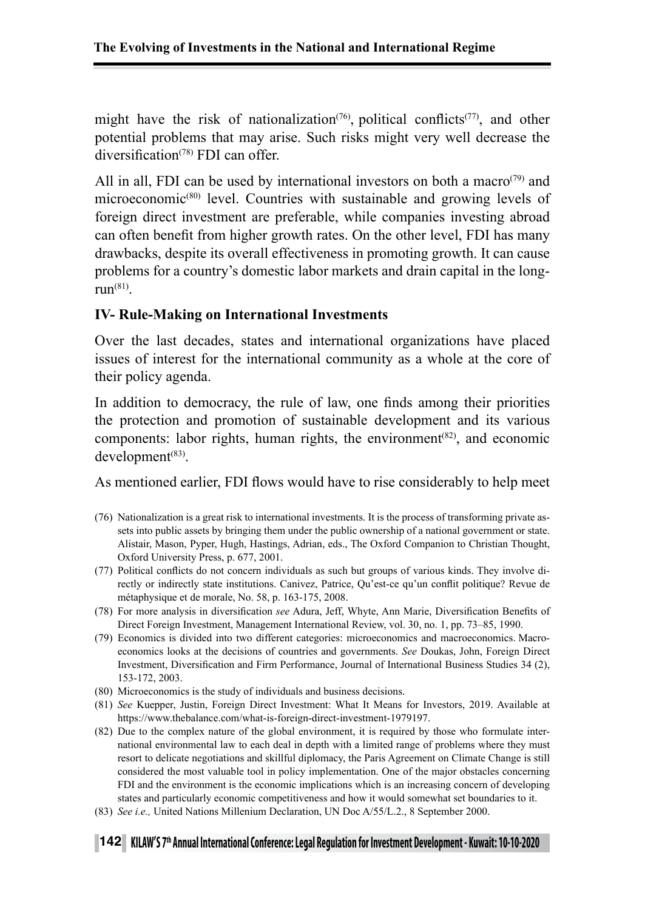might have the risk of nationalization[76], political conflicts[77], and other potential problems that may arise. Such risks might very well decrease the diversification[78] FDI can offer.

All in all, FDI can be used by international investors on both a macro[79] and microeconomic[80] level. Countries with sustainable and growing levels of foreign direct investment are preferable, while companies investing abroad can often benefit from higher growth rates. On the other level, FDI has many drawbacks, despite its overall effectiveness in promoting growth. It can cause problems for a country's domestic labor markets and drain capital in the long-run[81].

## IV- Rule-Making on International Investments

Over the last decades, states and international organizations have placed issues of interest for the international community as a whole at the core of their policy agenda.

In addition to democracy, the rule of law, one finds among their priorities the protection and promotion of sustainable development and its various components: labor rights, human rights, the environment[82], and economic development[83].

As mentioned earlier, FDI flows would have to rise considerably to help meet

(76) Nationalization is a great risk to international investments. It is the process of transforming private assets into public assets by bringing them under the public ownership of a national government or state. Alistair, Mason, Pyper, Hugh, Hastings, Adrian, eds., The Oxford Companion to Christian Thought, Oxford University Press, p. 677, 2001.

(77) Political conflicts do not concern individuals as such but groups of various kinds. They involve directly or indirectly state institutions. Canivez, Patrice, Qu'est-ce qu'un conflit politique? Revue de métaphysique et de morale, No. 58, p. 163-175, 2008.

(78) For more analysis in diversification *see* Adura, Jeff, Whyte, Ann Marie, Diversification Benefits of Direct Foreign Investment, Management International Review, vol. 30, no. 1, pp. 73–85, 1990.

(79) Economics is divided into two different categories: microeconomics and macroeconomics. Macroeconomics looks at the decisions of countries and governments. *See* Doukas, John, Foreign Direct Investment, Diversification and Firm Performance, Journal of International Business Studies 34 (2), 153-172, 2003.

(80) Microeconomics is the study of individuals and business decisions.

(81) *See* Kuepper, Justin, Foreign Direct Investment: What It Means for Investors, 2019. Available at https://www.thebalance.com/what-is-foreign-direct-investment-1979197.

(82) Due to the complex nature of the global environment, it is required by those who formulate international environmental law to each deal in depth with a limited range of problems where they must resort to delicate negotiations and skillful diplomacy, the Paris Agreement on Climate Change is still considered the most valuable tool in policy implementation. One of the major obstacles concerning FDI and the environment is the economic implications which is an increasing concern of developing states and particularly economic competitiveness and how it would somewhat set boundaries to it.

(83) *See i.e.,* United Nations Millenium Declaration, UN Doc A/55/L.2., 8 September 2000.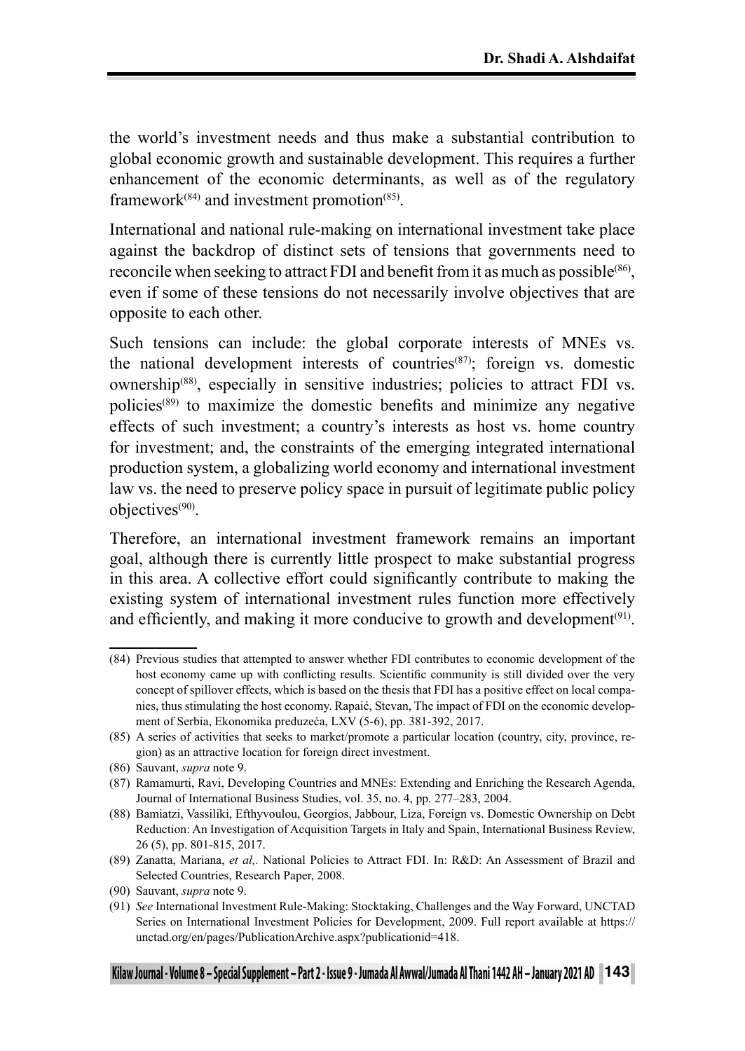the world's investment needs and thus make a substantial contribution to global economic growth and sustainable development. This requires a further enhancement of the economic determinants, as well as of the regulatory framework[(84)] and investment promotion[(85)].

International and national rule-making on international investment take place against the backdrop of distinct sets of tensions that governments need to reconcile when seeking to attract FDI and benefit from it as much as possible[(86)], even if some of these tensions do not necessarily involve objectives that are opposite to each other.

Such tensions can include: the global corporate interests of MNEs vs. the national development interests of countries[(87)]; foreign vs. domestic ownership[(88)], especially in sensitive industries; policies to attract FDI vs. policies[(89)] to maximize the domestic benefits and minimize any negative effects of such investment; a country's interests as host vs. home country for investment; and, the constraints of the emerging integrated international production system, a globalizing world economy and international investment law vs. the need to preserve policy space in pursuit of legitimate public policy objectives[(90)].

Therefore, an international investment framework remains an important goal, although there is currently little prospect to make substantial progress in this area. A collective effort could significantly contribute to making the existing system of international investment rules function more effectively and efficiently, and making it more conducive to growth and development[(91)].

---

(84) Previous studies that attempted to answer whether FDI contributes to economic development of the host economy came up with conflicting results. Scientific community is still divided over the very concept of spillover effects, which is based on the thesis that FDI has a positive effect on local companies, thus stimulating the host economy. Rapaić, Stevan, The impact of FDI on the economic development of Serbia, Ekonomika preduzeća, LXV (5-6), pp. 381-392, 2017.

(85) A series of activities that seeks to market/promote a particular location (country, city, province, region) as an attractive location for foreign direct investment.

(86) Sauvant, *supra* note 9.

(87) Ramamurti, Ravi, Developing Countries and MNEs: Extending and Enriching the Research Agenda, Journal of International Business Studies, vol. 35, no. 4, pp. 277–283, 2004.

(88) Bamiatzi, Vassiliki, Efthyvoulou, Georgios, Jabbour, Liza, Foreign vs. Domestic Ownership on Debt Reduction: An Investigation of Acquisition Targets in Italy and Spain, International Business Review, 26 (5), pp. 801-815, 2017.

(89) Zanatta, Mariana, *et al,.* National Policies to Attract FDI. In: R&D: An Assessment of Brazil and Selected Countries, Research Paper, 2008.

(90) Sauvant, *supra* note 9.

(91) *See* International Investment Rule-Making: Stocktaking, Challenges and the Way Forward, UNCTAD Series on International Investment Policies for Development, 2009. Full report available at https://unctad.org/en/pages/PublicationArchive.aspx?publicationid=418.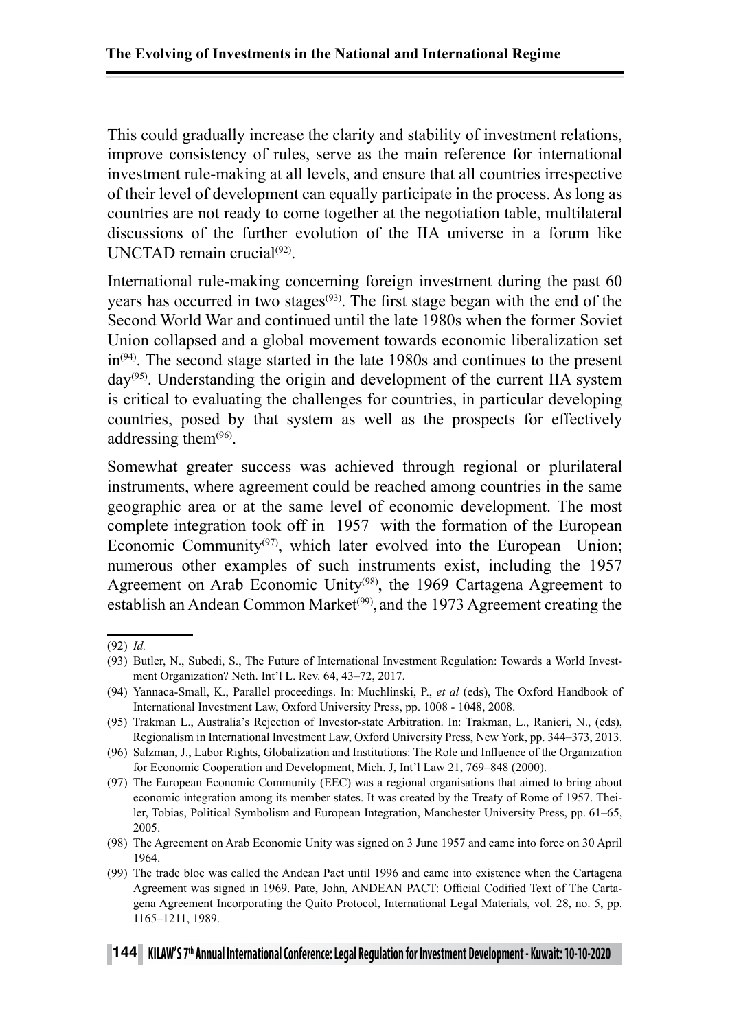This could gradually increase the clarity and stability of investment relations, improve consistency of rules, serve as the main reference for international investment rule-making at all levels, and ensure that all countries irrespective of their level of development can equally participate in the process. As long as countries are not ready to come together at the negotiation table, multilateral discussions of the further evolution of the IIA universe in a forum like UNCTAD remain crucial[(92)].

International rule-making concerning foreign investment during the past 60 years has occurred in two stages[(93)]. The first stage began with the end of the Second World War and continued until the late 1980s when the former Soviet Union collapsed and a global movement towards economic liberalization set in[(94)]. The second stage started in the late 1980s and continues to the present day[(95)]. Understanding the origin and development of the current IIA system is critical to evaluating the challenges for countries, in particular developing countries, posed by that system as well as the prospects for effectively addressing them[(96)].

Somewhat greater success was achieved through regional or plurilateral instruments, where agreement could be reached among countries in the same geographic area or at the same level of economic development. The most complete integration took off in 1957 with the formation of the European Economic Community[(97)], which later evolved into the European Union; numerous other examples of such instruments exist, including the 1957 Agreement on Arab Economic Unity[(98)], the 1969 Cartagena Agreement to establish an Andean Common Market[(99)], and the 1973 Agreement creating the

---

(92) *Id.*

(93) Butler, N., Subedi, S., The Future of International Investment Regulation: Towards a World Investment Organization? Neth. Int'l L. Rev. 64, 43–72, 2017.

(94) Yannaca-Small, K., Parallel proceedings. In: Muchlinski, P., *et al* (eds), The Oxford Handbook of International Investment Law, Oxford University Press, pp. 1008 - 1048, 2008.

(95) Trakman L., Australia's Rejection of Investor-state Arbitration. In: Trakman, L., Ranieri, N., (eds), Regionalism in International Investment Law, Oxford University Press, New York, pp. 344–373, 2013.

(96) Salzman, J., Labor Rights, Globalization and Institutions: The Role and Influence of the Organization for Economic Cooperation and Development, Mich. J, Int'l Law 21, 769–848 (2000).

(97) The European Economic Community (EEC) was a regional organisations that aimed to bring about economic integration among its member states. It was created by the Treaty of Rome of 1957. Theiler, Tobias, Political Symbolism and European Integration, Manchester University Press, pp. 61–65, 2005.

(98) The Agreement on Arab Economic Unity was signed on 3 June 1957 and came into force on 30 April 1964.

(99) The trade bloc was called the Andean Pact until 1996 and came into existence when the Cartagena Agreement was signed in 1969. Pate, John, ANDEAN PACT: Official Codified Text of The Cartagena Agreement Incorporating the Quito Protocol, International Legal Materials, vol. 28, no. 5, pp. 1165–1211, 1989.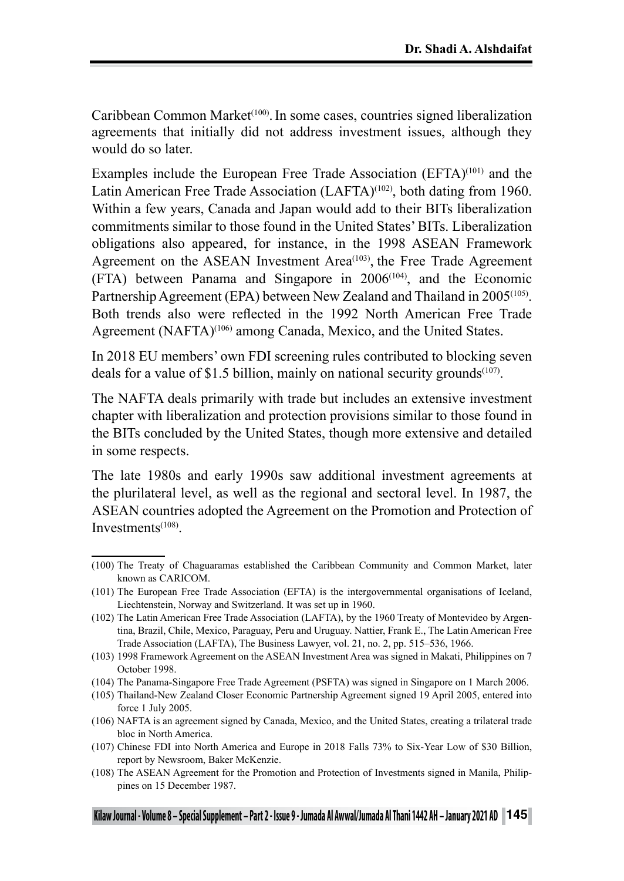Caribbean Common Market[100]. In some cases, countries signed liberalization agreements that initially did not address investment issues, although they would do so later.

Examples include the European Free Trade Association (EFTA)[101] and the Latin American Free Trade Association (LAFTA)[102], both dating from 1960. Within a few years, Canada and Japan would add to their BITs liberalization commitments similar to those found in the United States' BITs. Liberalization obligations also appeared, for instance, in the 1998 ASEAN Framework Agreement on the ASEAN Investment Area[103], the Free Trade Agreement (FTA) between Panama and Singapore in 2006[104], and the Economic Partnership Agreement (EPA) between New Zealand and Thailand in 2005[105]. Both trends also were reflected in the 1992 North American Free Trade Agreement (NAFTA)[106] among Canada, Mexico, and the United States.

In 2018 EU members' own FDI screening rules contributed to blocking seven deals for a value of $1.5 billion, mainly on national security grounds[107].

The NAFTA deals primarily with trade but includes an extensive investment chapter with liberalization and protection provisions similar to those found in the BITs concluded by the United States, though more extensive and detailed in some respects.

The late 1980s and early 1990s saw additional investment agreements at the plurilateral level, as well as the regional and sectoral level. In 1987, the ASEAN countries adopted the Agreement on the Promotion and Protection of Investments[108].

---

(100) The Treaty of Chaguaramas established the Caribbean Community and Common Market, later known as CARICOM.

(101) The European Free Trade Association (EFTA) is the intergovernmental organisations of Iceland, Liechtenstein, Norway and Switzerland. It was set up in 1960.

(102) The Latin American Free Trade Association (LAFTA), by the 1960 Treaty of Montevideo by Argentina, Brazil, Chile, Mexico, Paraguay, Peru and Uruguay. Nattier, Frank E., The Latin American Free Trade Association (LAFTA), The Business Lawyer, vol. 21, no. 2, pp. 515–536, 1966.

(103) 1998 Framework Agreement on the ASEAN Investment Area was signed in Makati, Philippines on 7 October 1998.

(104) The Panama-Singapore Free Trade Agreement (PSFTA) was signed in Singapore on 1 March 2006.

(105) Thailand-New Zealand Closer Economic Partnership Agreement signed 19 April 2005, entered into force 1 July 2005.

(106) NAFTA is an agreement signed by Canada, Mexico, and the United States, creating a trilateral trade bloc in North America.

(107) Chinese FDI into North America and Europe in 2018 Falls 73% to Six-Year Low of $30 Billion, report by Newsroom, Baker McKenzie.

(108) The ASEAN Agreement for the Promotion and Protection of Investments signed in Manila, Philippines on 15 December 1987.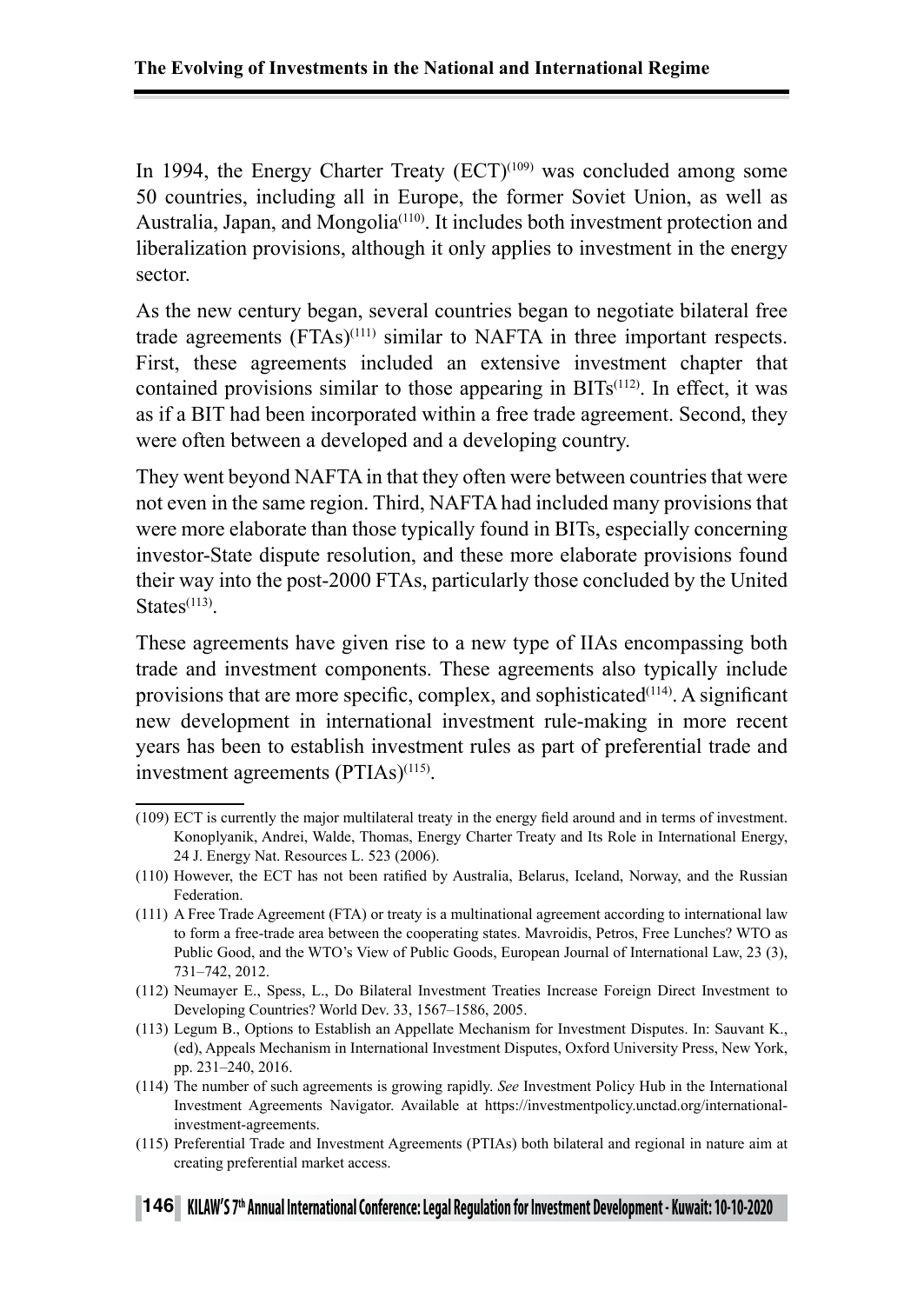In 1994, the Energy Charter Treaty (ECT)[109] was concluded among some 50 countries, including all in Europe, the former Soviet Union, as well as Australia, Japan, and Mongolia[110]. It includes both investment protection and liberalization provisions, although it only applies to investment in the energy sector.

As the new century began, several countries began to negotiate bilateral free trade agreements (FTAs)[111] similar to NAFTA in three important respects. First, these agreements included an extensive investment chapter that contained provisions similar to those appearing in BITs[112]. In effect, it was as if a BIT had been incorporated within a free trade agreement. Second, they were often between a developed and a developing country.

They went beyond NAFTA in that they often were between countries that were not even in the same region. Third, NAFTA had included many provisions that were more elaborate than those typically found in BITs, especially concerning investor-State dispute resolution, and these more elaborate provisions found their way into the post-2000 FTAs, particularly those concluded by the United States[113].

These agreements have given rise to a new type of IIAs encompassing both trade and investment components. These agreements also typically include provisions that are more specific, complex, and sophisticated[114]. A significant new development in international investment rule-making in more recent years has been to establish investment rules as part of preferential trade and investment agreements (PTIAs)[115].

---

(109) ECT is currently the major multilateral treaty in the energy field around and in terms of investment. Konoplyanik, Andrei, Walde, Thomas, Energy Charter Treaty and Its Role in International Energy, 24 J. Energy Nat. Resources L. 523 (2006).

(110) However, the ECT has not been ratified by Australia, Belarus, Iceland, Norway, and the Russian Federation.

(111) A Free Trade Agreement (FTA) or treaty is a multinational agreement according to international law to form a free-trade area between the cooperating states. Mavroidis, Petros, Free Lunches? WTO as Public Good, and the WTO's View of Public Goods, European Journal of International Law, 23 (3), 731–742, 2012.

(112) Neumayer E., Spess, L., Do Bilateral Investment Treaties Increase Foreign Direct Investment to Developing Countries? World Dev. 33, 1567–1586, 2005.

(113) Legum B., Options to Establish an Appellate Mechanism for Investment Disputes. In: Sauvant K., (ed), Appeals Mechanism in International Investment Disputes, Oxford University Press, New York, pp. 231–240, 2016.

(114) The number of such agreements is growing rapidly. *See* Investment Policy Hub in the International Investment Agreements Navigator. Available at https://investmentpolicy.unctad.org/international-investment-agreements.

(115) Preferential Trade and Investment Agreements (PTIAs) both bilateral and regional in nature aim at creating preferential market access.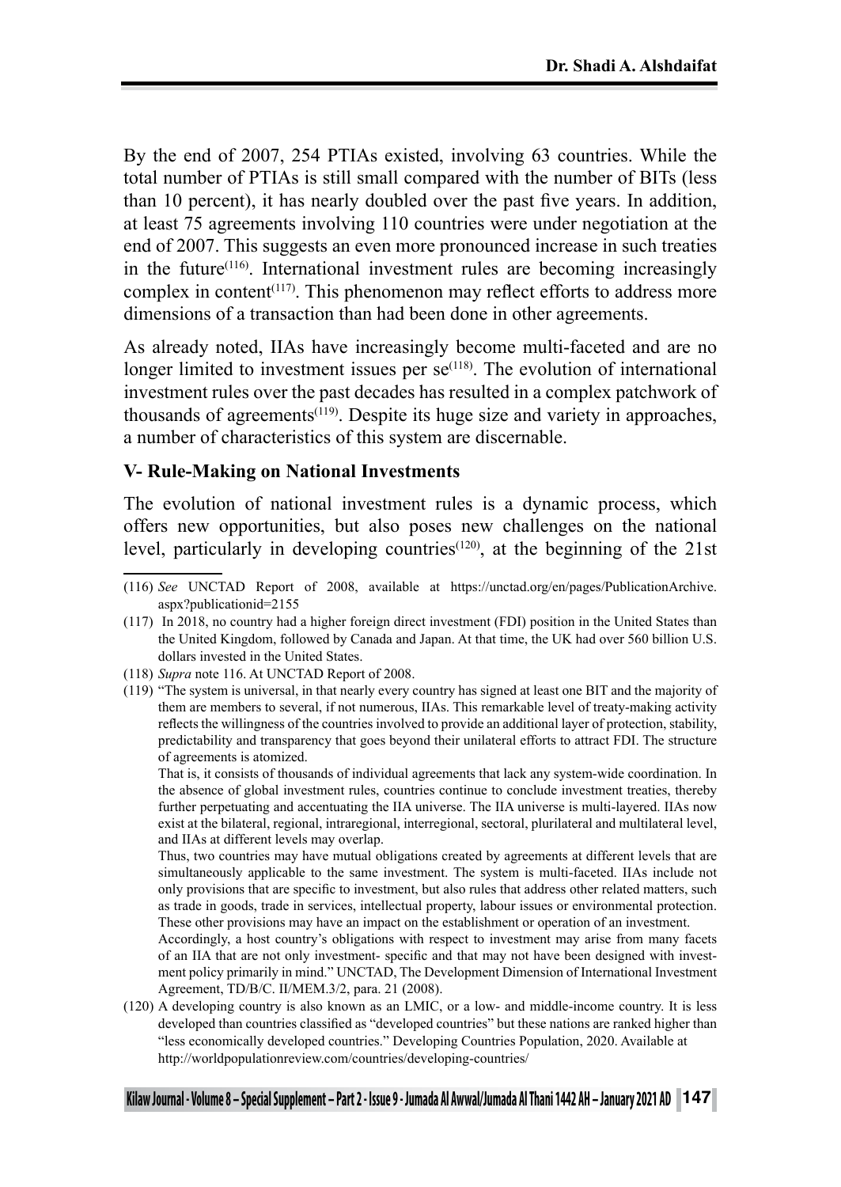By the end of 2007, 254 PTIAs existed, involving 63 countries. While the total number of PTIAs is still small compared with the number of BITs (less than 10 percent), it has nearly doubled over the past five years. In addition, at least 75 agreements involving 110 countries were under negotiation at the end of 2007. This suggests an even more pronounced increase in such treaties in the future[116]. International investment rules are becoming increasingly complex in content[117]. This phenomenon may reflect efforts to address more dimensions of a transaction than had been done in other agreements.

As already noted, IIAs have increasingly become multi-faceted and are no longer limited to investment issues per se[118]. The evolution of international investment rules over the past decades has resulted in a complex patchwork of thousands of agreements[119]. Despite its huge size and variety in approaches, a number of characteristics of this system are discernable.

**V- Rule-Making on National Investments**

The evolution of national investment rules is a dynamic process, which offers new opportunities, but also poses new challenges on the national level, particularly in developing countries[120], at the beginning of the 21st

---

(116) *See* UNCTAD Report of 2008, available at https://unctad.org/en/pages/PublicationArchive.aspx?publicationid=2155

(117) In 2018, no country had a higher foreign direct investment (FDI) position in the United States than the United Kingdom, followed by Canada and Japan. At that time, the UK had over 560 billion U.S. dollars invested in the United States.

(118) *Supra* note 116. At UNCTAD Report of 2008.

(119) "The system is universal, in that nearly every country has signed at least one BIT and the majority of them are members to several, if not numerous, IIAs. This remarkable level of treaty-making activity reflects the willingness of the countries involved to provide an additional layer of protection, stability, predictability and transparency that goes beyond their unilateral efforts to attract FDI. The structure of agreements is atomized.

That is, it consists of thousands of individual agreements that lack any system-wide coordination. In the absence of global investment rules, countries continue to conclude investment treaties, thereby further perpetuating and accentuating the IIA universe. The IIA universe is multi-layered. IIAs now exist at the bilateral, regional, intraregional, interregional, sectoral, plurilateral and multilateral level, and IIAs at different levels may overlap.

Thus, two countries may have mutual obligations created by agreements at different levels that are simultaneously applicable to the same investment. The system is multi-faceted. IIAs include not only provisions that are specific to investment, but also rules that address other related matters, such as trade in goods, trade in services, intellectual property, labour issues or environmental protection. These other provisions may have an impact on the establishment or operation of an investment.

Accordingly, a host country's obligations with respect to investment may arise from many facets of an IIA that are not only investment- specific and that may not have been designed with investment policy primarily in mind." UNCTAD, The Development Dimension of International Investment Agreement, TD/B/C. II/MEM.3/2, para. 21 (2008).

(120) A developing country is also known as an LMIC, or a low- and middle-income country. It is less developed than countries classified as "developed countries" but these nations are ranked higher than "less economically developed countries." Developing Countries Population, 2020. Available at http://worldpopulationreview.com/countries/developing-countries/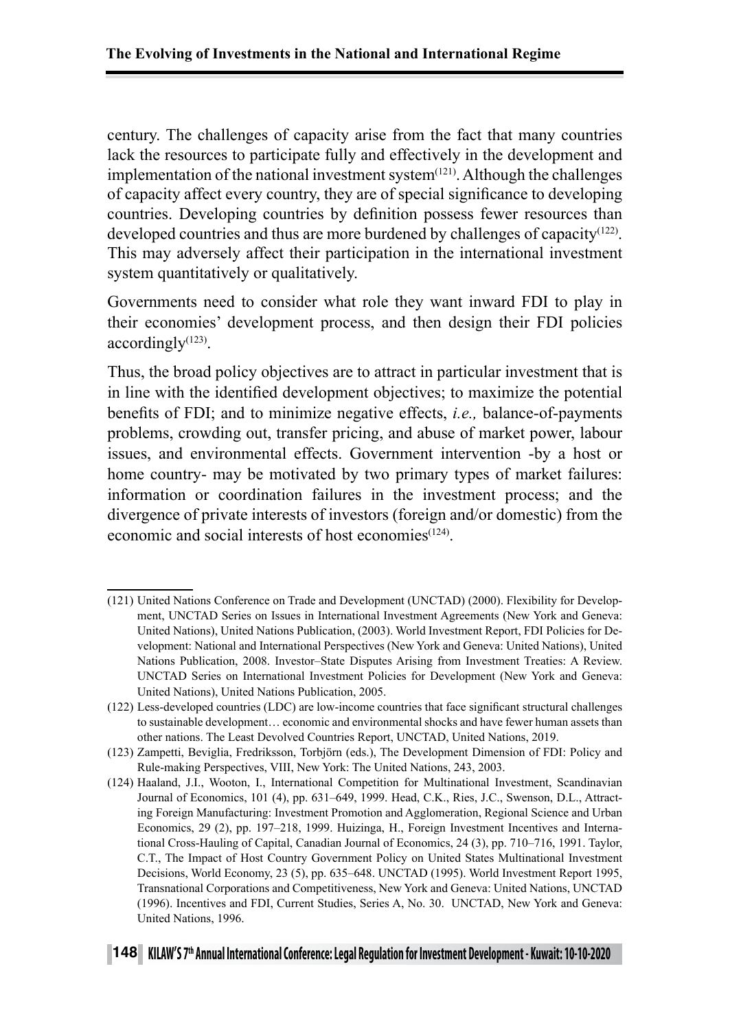century. The challenges of capacity arise from the fact that many countries lack the resources to participate fully and effectively in the development and implementation of the national investment system[(121)]. Although the challenges of capacity affect every country, they are of special significance to developing countries. Developing countries by definition possess fewer resources than developed countries and thus are more burdened by challenges of capacity[(122)]. This may adversely affect their participation in the international investment system quantitatively or qualitatively.

Governments need to consider what role they want inward FDI to play in their economies' development process, and then design their FDI policies accordingly[(123)].

Thus, the broad policy objectives are to attract in particular investment that is in line with the identified development objectives; to maximize the potential benefits of FDI; and to minimize negative effects, *i.e.,* balance-of-payments problems, crowding out, transfer pricing, and abuse of market power, labour issues, and environmental effects. Government intervention -by a host or home country- may be motivated by two primary types of market failures: information or coordination failures in the investment process; and the divergence of private interests of investors (foreign and/or domestic) from the economic and social interests of host economies[(124)].

---

(121) United Nations Conference on Trade and Development (UNCTAD) (2000). Flexibility for Development, UNCTAD Series on Issues in International Investment Agreements (New York and Geneva: United Nations), United Nations Publication, (2003). World Investment Report, FDI Policies for Development: National and International Perspectives (New York and Geneva: United Nations), United Nations Publication, 2008. Investor–State Disputes Arising from Investment Treaties: A Review. UNCTAD Series on International Investment Policies for Development (New York and Geneva: United Nations), United Nations Publication, 2005.

(122) Less-developed countries (LDC) are low-income countries that face significant structural challenges to sustainable development… economic and environmental shocks and have fewer human assets than other nations. The Least Devolved Countries Report, UNCTAD, United Nations, 2019.

(123) Zampetti, Beviglia, Fredriksson, Torbjörn (eds.), The Development Dimension of FDI: Policy and Rule-making Perspectives, VIII, New York: The United Nations, 243, 2003.

(124) Haaland, J.I., Wooton, I., International Competition for Multinational Investment, Scandinavian Journal of Economics, 101 (4), pp. 631–649, 1999. Head, C.K., Ries, J.C., Swenson, D.L., Attracting Foreign Manufacturing: Investment Promotion and Agglomeration, Regional Science and Urban Economics, 29 (2), pp. 197–218, 1999. Huizinga, H., Foreign Investment Incentives and International Cross-Hauling of Capital, Canadian Journal of Economics, 24 (3), pp. 710–716, 1991. Taylor, C.T., The Impact of Host Country Government Policy on United States Multinational Investment Decisions, World Economy, 23 (5), pp. 635–648. UNCTAD (1995). World Investment Report 1995, Transnational Corporations and Competitiveness, New York and Geneva: United Nations, UNCTAD (1996). Incentives and FDI, Current Studies, Series A, No. 30. UNCTAD, New York and Geneva: United Nations, 1996.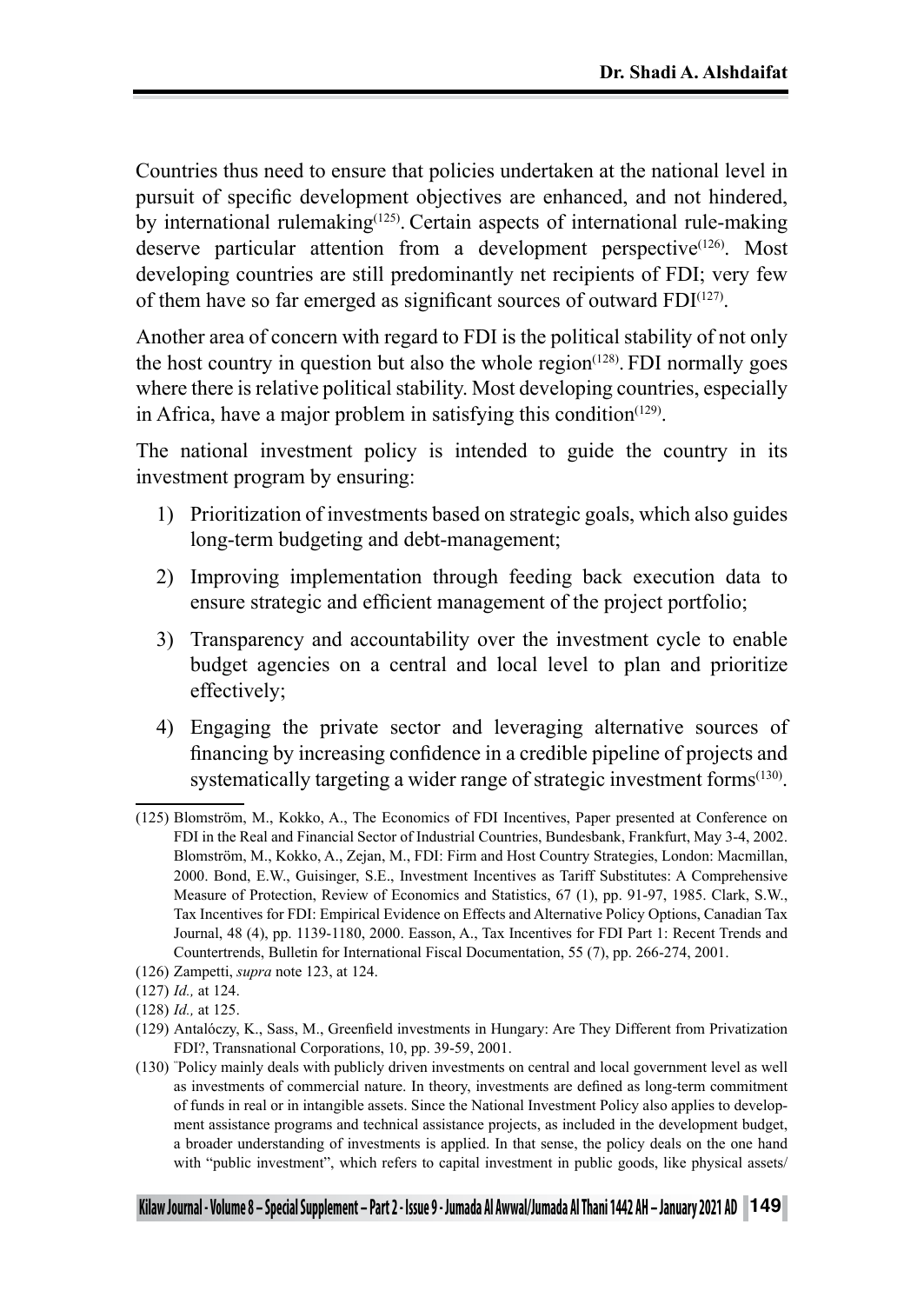Countries thus need to ensure that policies undertaken at the national level in pursuit of specific development objectives are enhanced, and not hindered, by international rulemaking[125]. Certain aspects of international rule-making deserve particular attention from a development perspective[126]. Most developing countries are still predominantly net recipients of FDI; very few of them have so far emerged as significant sources of outward FDI[127].

Another area of concern with regard to FDI is the political stability of not only the host country in question but also the whole region[128]. FDI normally goes where there is relative political stability. Most developing countries, especially in Africa, have a major problem in satisfying this condition[129].

The national investment policy is intended to guide the country in its investment program by ensuring:

1) Prioritization of investments based on strategic goals, which also guides long-term budgeting and debt-management;
2) Improving implementation through feeding back execution data to ensure strategic and efficient management of the project portfolio;
3) Transparency and accountability over the investment cycle to enable budget agencies on a central and local level to plan and prioritize effectively;
4) Engaging the private sector and leveraging alternative sources of financing by increasing confidence in a credible pipeline of projects and systematically targeting a wider range of strategic investment forms[130].

---

(125) Blomström, M., Kokko, A., The Economics of FDI Incentives, Paper presented at Conference on FDI in the Real and Financial Sector of Industrial Countries, Bundesbank, Frankfurt, May 3-4, 2002. Blomström, M., Kokko, A., Zejan, M., FDI: Firm and Host Country Strategies, London: Macmillan, 2000. Bond, E.W., Guisinger, S.E., Investment Incentives as Tariff Substitutes: A Comprehensive Measure of Protection, Review of Economics and Statistics, 67 (1), pp. 91-97, 1985. Clark, S.W., Tax Incentives for FDI: Empirical Evidence on Effects and Alternative Policy Options, Canadian Tax Journal, 48 (4), pp. 1139-1180, 2000. Easson, A., Tax Incentives for FDI Part 1: Recent Trends and Countertrends, Bulletin for International Fiscal Documentation, 55 (7), pp. 266-274, 2001.

(126) Zampetti, *supra* note 123, at 124.

(127) *Id.,* at 124.

(128) *Id.,* at 125.

(129) Antalóczy, K., Sass, M., Greenfield investments in Hungary: Are They Different from Privatization FDI?, Transnational Corporations, 10, pp. 39-59, 2001.

(130) "Policy mainly deals with publicly driven investments on central and local government level as well as investments of commercial nature. In theory, investments are defined as long-term commitment of funds in real or in intangible assets. Since the National Investment Policy also applies to development assistance programs and technical assistance projects, as included in the development budget, a broader understanding of investments is applied. In that sense, the policy deals on the one hand with "public investment", which refers to capital investment in public goods, like physical assets/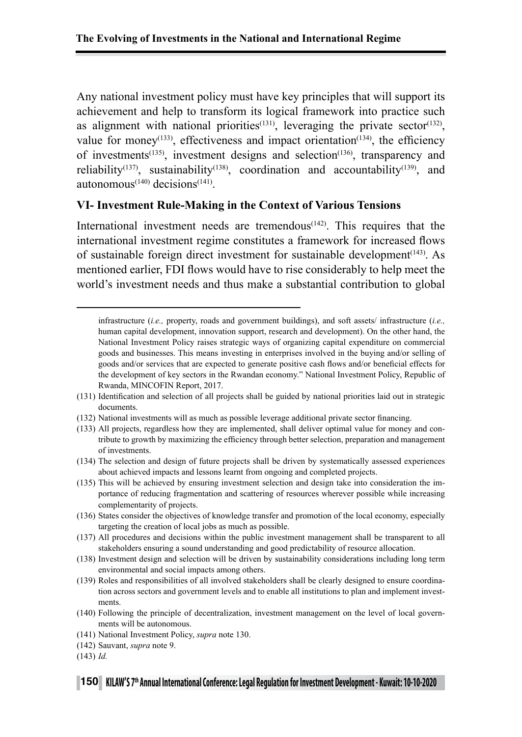Any national investment policy must have key principles that will support its achievement and help to transform its logical framework into practice such as alignment with national priorities[131], leveraging the private sector[132], value for money[133], effectiveness and impact orientation[134], the efficiency of investments[135], investment designs and selection[136], transparency and reliability[137], sustainability[138], coordination and accountability[139], and autonomous[140] decisions[141].

## VI- Investment Rule-Making in the Context of Various Tensions

International investment needs are tremendous[142]. This requires that the international investment regime constitutes a framework for increased flows of sustainable foreign direct investment for sustainable development[143]. As mentioned earlier, FDI flows would have to rise considerably to help meet the world's investment needs and thus make a substantial contribution to global

---

infrastructure (*i.e.,* property, roads and government buildings), and soft assets/ infrastructure (*i.e.,* human capital development, innovation support, research and development). On the other hand, the National Investment Policy raises strategic ways of organizing capital expenditure on commercial goods and businesses. This means investing in enterprises involved in the buying and/or selling of goods and/or services that are expected to generate positive cash flows and/or beneficial effects for the development of key sectors in the Rwandan economy." National Investment Policy, Republic of Rwanda, MINCOFIN Report, 2017.

(131) Identification and selection of all projects shall be guided by national priorities laid out in strategic documents.

(132) National investments will as much as possible leverage additional private sector financing.

(133) All projects, regardless how they are implemented, shall deliver optimal value for money and contribute to growth by maximizing the efficiency through better selection, preparation and management of investments.

(134) The selection and design of future projects shall be driven by systematically assessed experiences about achieved impacts and lessons learnt from ongoing and completed projects.

(135) This will be achieved by ensuring investment selection and design take into consideration the importance of reducing fragmentation and scattering of resources wherever possible while increasing complementarity of projects.

(136) States consider the objectives of knowledge transfer and promotion of the local economy, especially targeting the creation of local jobs as much as possible.

(137) All procedures and decisions within the public investment management shall be transparent to all stakeholders ensuring a sound understanding and good predictability of resource allocation.

(138) Investment design and selection will be driven by sustainability considerations including long term environmental and social impacts among others.

(139) Roles and responsibilities of all involved stakeholders shall be clearly designed to ensure coordination across sectors and government levels and to enable all institutions to plan and implement investments.

(140) Following the principle of decentralization, investment management on the level of local governments will be autonomous.

(141) National Investment Policy, *supra* note 130.

(142) Sauvant, *supra* note 9.

(143) *Id.*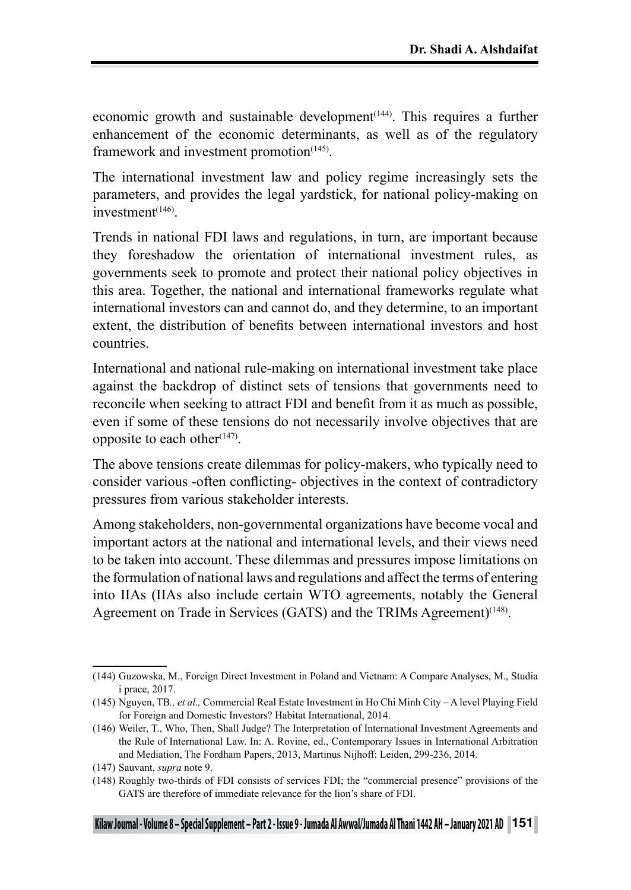economic growth and sustainable development[144]. This requires a further enhancement of the economic determinants, as well as of the regulatory framework and investment promotion[145].

The international investment law and policy regime increasingly sets the parameters, and provides the legal yardstick, for national policy-making on investment[146].

Trends in national FDI laws and regulations, in turn, are important because they foreshadow the orientation of international investment rules, as governments seek to promote and protect their national policy objectives in this area. Together, the national and international frameworks regulate what international investors can and cannot do, and they determine, to an important extent, the distribution of benefits between international investors and host countries.

International and national rule-making on international investment take place against the backdrop of distinct sets of tensions that governments need to reconcile when seeking to attract FDI and benefit from it as much as possible, even if some of these tensions do not necessarily involve objectives that are opposite to each other[147].

The above tensions create dilemmas for policy-makers, who typically need to consider various -often conflicting- objectives in the context of contradictory pressures from various stakeholder interests.

Among stakeholders, non-governmental organizations have become vocal and important actors at the national and international levels, and their views need to be taken into account. These dilemmas and pressures impose limitations on the formulation of national laws and regulations and affect the terms of entering into IIAs (IIAs also include certain WTO agreements, notably the General Agreement on Trade in Services (GATS) and the TRIMs Agreement)[148].

---

(144) Guzowska, M., Foreign Direct Investment in Poland and Vietnam: A Compare Analyses, M., Studia i prace, 2017.

(145) Nguyen, TB*., et al.,* Commercial Real Estate Investment in Ho Chi Minh City – A level Playing Field for Foreign and Domestic Investors? Habitat International, 2014.

(146) Weiler, T., Who, Then, Shall Judge? The Interpretation of International Investment Agreements and the Rule of International Law. In: A. Rovine, ed., Contemporary Issues in International Arbitration and Mediation, The Fordham Papers, 2013, Martinus Nijhoff: Leiden, 299-236, 2014.

(147) Sauvant, *supra* note 9.

(148) Roughly two-thirds of FDI consists of services FDI; the "commercial presence" provisions of the GATS are therefore of immediate relevance for the lion's share of FDI.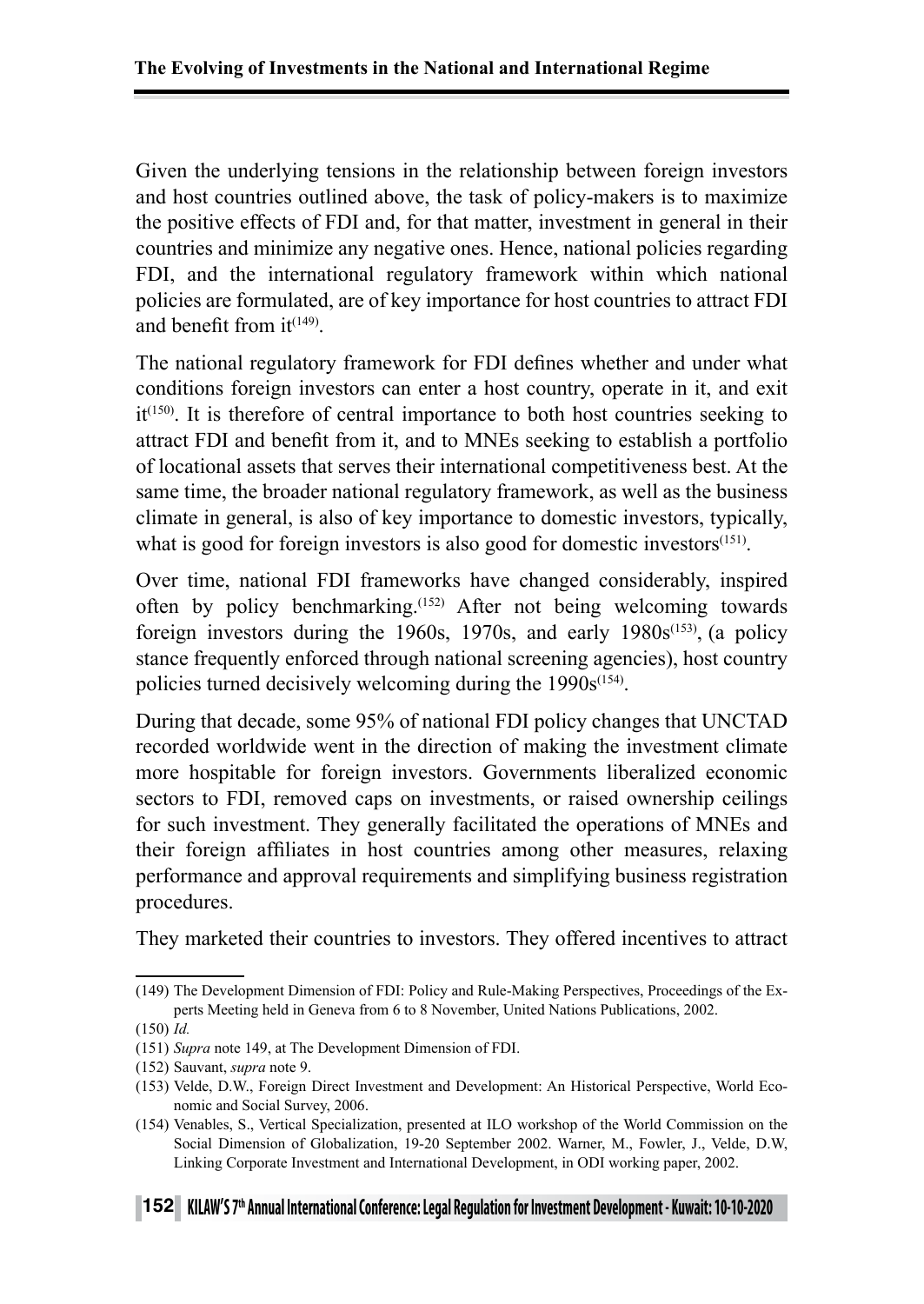Given the underlying tensions in the relationship between foreign investors and host countries outlined above, the task of policy-makers is to maximize the positive effects of FDI and, for that matter, investment in general in their countries and minimize any negative ones. Hence, national policies regarding FDI, and the international regulatory framework within which national policies are formulated, are of key importance for host countries to attract FDI and benefit from it[(149)].

The national regulatory framework for FDI defines whether and under what conditions foreign investors can enter a host country, operate in it, and exit it[(150)]. It is therefore of central importance to both host countries seeking to attract FDI and benefit from it, and to MNEs seeking to establish a portfolio of locational assets that serves their international competitiveness best. At the same time, the broader national regulatory framework, as well as the business climate in general, is also of key importance to domestic investors, typically, what is good for foreign investors is also good for domestic investors[(151)].

Over time, national FDI frameworks have changed considerably, inspired often by policy benchmarking.[(152)] After not being welcoming towards foreign investors during the 1960s, 1970s, and early 1980s[(153)], (a policy stance frequently enforced through national screening agencies), host country policies turned decisively welcoming during the 1990s[(154)].

During that decade, some 95% of national FDI policy changes that UNCTAD recorded worldwide went in the direction of making the investment climate more hospitable for foreign investors. Governments liberalized economic sectors to FDI, removed caps on investments, or raised ownership ceilings for such investment. They generally facilitated the operations of MNEs and their foreign affiliates in host countries among other measures, relaxing performance and approval requirements and simplifying business registration procedures.

They marketed their countries to investors. They offered incentives to attract

---

(149) The Development Dimension of FDI: Policy and Rule-Making Perspectives, Proceedings of the Experts Meeting held in Geneva from 6 to 8 November, United Nations Publications, 2002.

(150) *Id.*

(151) *Supra* note 149, at The Development Dimension of FDI.

(152) Sauvant, *supra* note 9.

(153) Velde, D.W., Foreign Direct Investment and Development: An Historical Perspective, World Economic and Social Survey, 2006.

(154) Venables, S., Vertical Specialization, presented at ILO workshop of the World Commission on the Social Dimension of Globalization, 19-20 September 2002. Warner, M., Fowler, J., Velde, D.W, Linking Corporate Investment and International Development, in ODI working paper, 2002.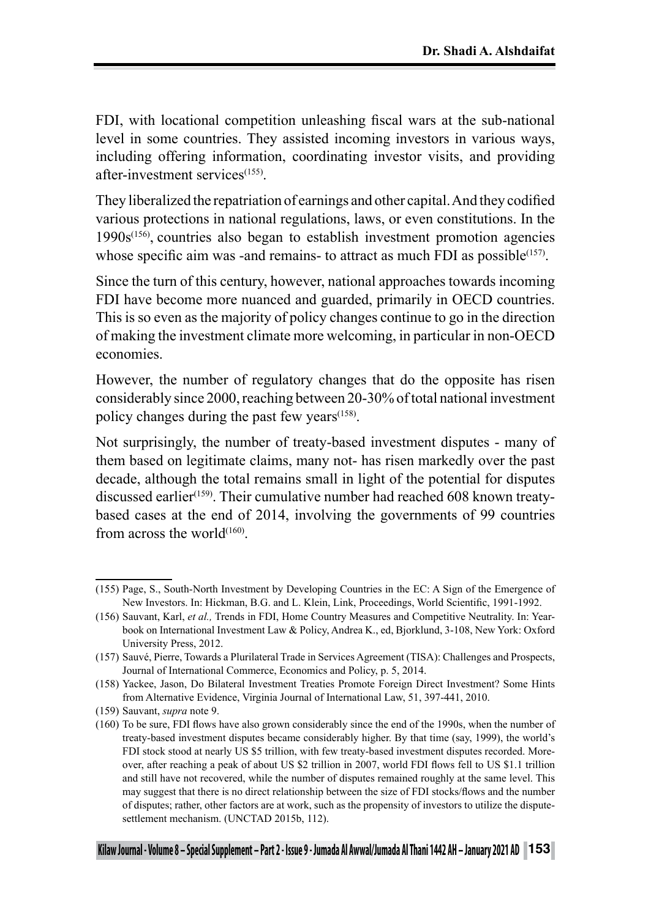FDI, with locational competition unleashing fiscal wars at the sub-national level in some countries. They assisted incoming investors in various ways, including offering information, coordinating investor visits, and providing after-investment services[(155)].

They liberalized the repatriation of earnings and other capital. And they codified various protections in national regulations, laws, or even constitutions. In the 1990s[(156)], countries also began to establish investment promotion agencies whose specific aim was -and remains- to attract as much FDI as possible[(157)].

Since the turn of this century, however, national approaches towards incoming FDI have become more nuanced and guarded, primarily in OECD countries. This is so even as the majority of policy changes continue to go in the direction of making the investment climate more welcoming, in particular in non-OECD economies.

However, the number of regulatory changes that do the opposite has risen considerably since 2000, reaching between 20-30% of total national investment policy changes during the past few years[(158)].

Not surprisingly, the number of treaty-based investment disputes - many of them based on legitimate claims, many not- has risen markedly over the past decade, although the total remains small in light of the potential for disputes discussed earlier[(159)]. Their cumulative number had reached 608 known treaty-based cases at the end of 2014, involving the governments of 99 countries from across the world[(160)].

---

(155) Page, S., South-North Investment by Developing Countries in the EC: A Sign of the Emergence of New Investors. In: Hickman, B.G. and L. Klein, Link, Proceedings, World Scientific, 1991-1992.

(156) Sauvant, Karl, *et al.,* Trends in FDI, Home Country Measures and Competitive Neutrality. In: Yearbook on International Investment Law & Policy, Andrea K., ed, Bjorklund, 3-108, New York: Oxford University Press, 2012.

(157) Sauvé, Pierre, Towards a Plurilateral Trade in Services Agreement (TISA): Challenges and Prospects, Journal of International Commerce, Economics and Policy, p. 5, 2014.

(158) Yackee, Jason, Do Bilateral Investment Treaties Promote Foreign Direct Investment? Some Hints from Alternative Evidence, Virginia Journal of International Law, 51, 397-441, 2010.

(159) Sauvant, *supra* note 9.

(160) To be sure, FDI flows have also grown considerably since the end of the 1990s, when the number of treaty-based investment disputes became considerably higher. By that time (say, 1999), the world's FDI stock stood at nearly US $5 trillion, with few treaty-based investment disputes recorded. Moreover, after reaching a peak of about US $2 trillion in 2007, world FDI flows fell to US $1.1 trillion and still have not recovered, while the number of disputes remained roughly at the same level. This may suggest that there is no direct relationship between the size of FDI stocks/flows and the number of disputes; rather, other factors are at work, such as the propensity of investors to utilize the dispute-settlement mechanism. (UNCTAD 2015b, 112).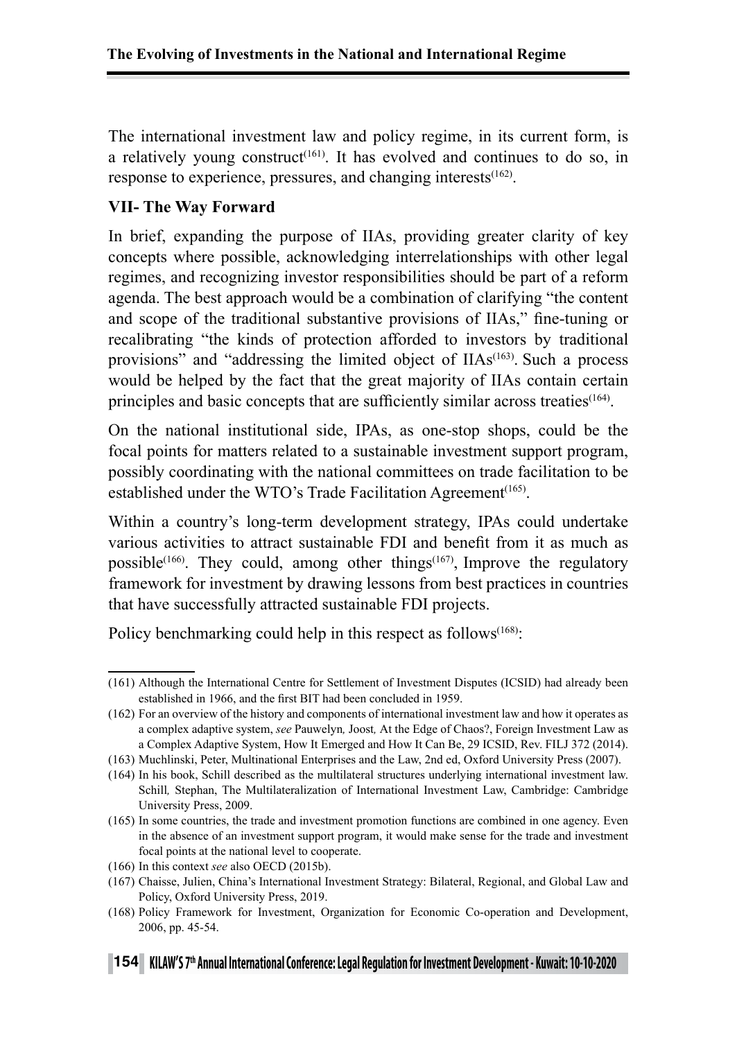The international investment law and policy regime, in its current form, is a relatively young construct[161]. It has evolved and continues to do so, in response to experience, pressures, and changing interests[162].

## VII- The Way Forward

In brief, expanding the purpose of IIAs, providing greater clarity of key concepts where possible, acknowledging interrelationships with other legal regimes, and recognizing investor responsibilities should be part of a reform agenda. The best approach would be a combination of clarifying "the content and scope of the traditional substantive provisions of IIAs," fine-tuning or recalibrating "the kinds of protection afforded to investors by traditional provisions" and "addressing the limited object of IIAs[163]. Such a process would be helped by the fact that the great majority of IIAs contain certain principles and basic concepts that are sufficiently similar across treaties[164].

On the national institutional side, IPAs, as one-stop shops, could be the focal points for matters related to a sustainable investment support program, possibly coordinating with the national committees on trade facilitation to be established under the WTO's Trade Facilitation Agreement[165].

Within a country's long-term development strategy, IPAs could undertake various activities to attract sustainable FDI and benefit from it as much as possible[166]. They could, among other things[167], Improve the regulatory framework for investment by drawing lessons from best practices in countries that have successfully attracted sustainable FDI projects.

Policy benchmarking could help in this respect as follows[168]:

---

(161) Although the International Centre for Settlement of Investment Disputes (ICSID) had already been established in 1966, and the first BIT had been concluded in 1959.

(162) For an overview of the history and components of international investment law and how it operates as a complex adaptive system, *see* Pauwelyn*,* Joost*,* At the Edge of Chaos?, Foreign Investment Law as a Complex Adaptive System, How It Emerged and How It Can Be, 29 ICSID, Rev. FILJ 372 (2014).

(163) Muchlinski, Peter, Multinational Enterprises and the Law, 2nd ed, Oxford University Press (2007).

(164) In his book, Schill described as the multilateral structures underlying international investment law. Schill*,* Stephan, The Multilateralization of International Investment Law, Cambridge: Cambridge University Press, 2009.

(165) In some countries, the trade and investment promotion functions are combined in one agency. Even in the absence of an investment support program, it would make sense for the trade and investment focal points at the national level to cooperate.

(166) In this context *see* also OECD (2015b).

(167) Chaisse, Julien, China's International Investment Strategy: Bilateral, Regional, and Global Law and Policy, Oxford University Press, 2019.

(168) Policy Framework for Investment, Organization for Economic Co-operation and Development, 2006, pp. 45-54.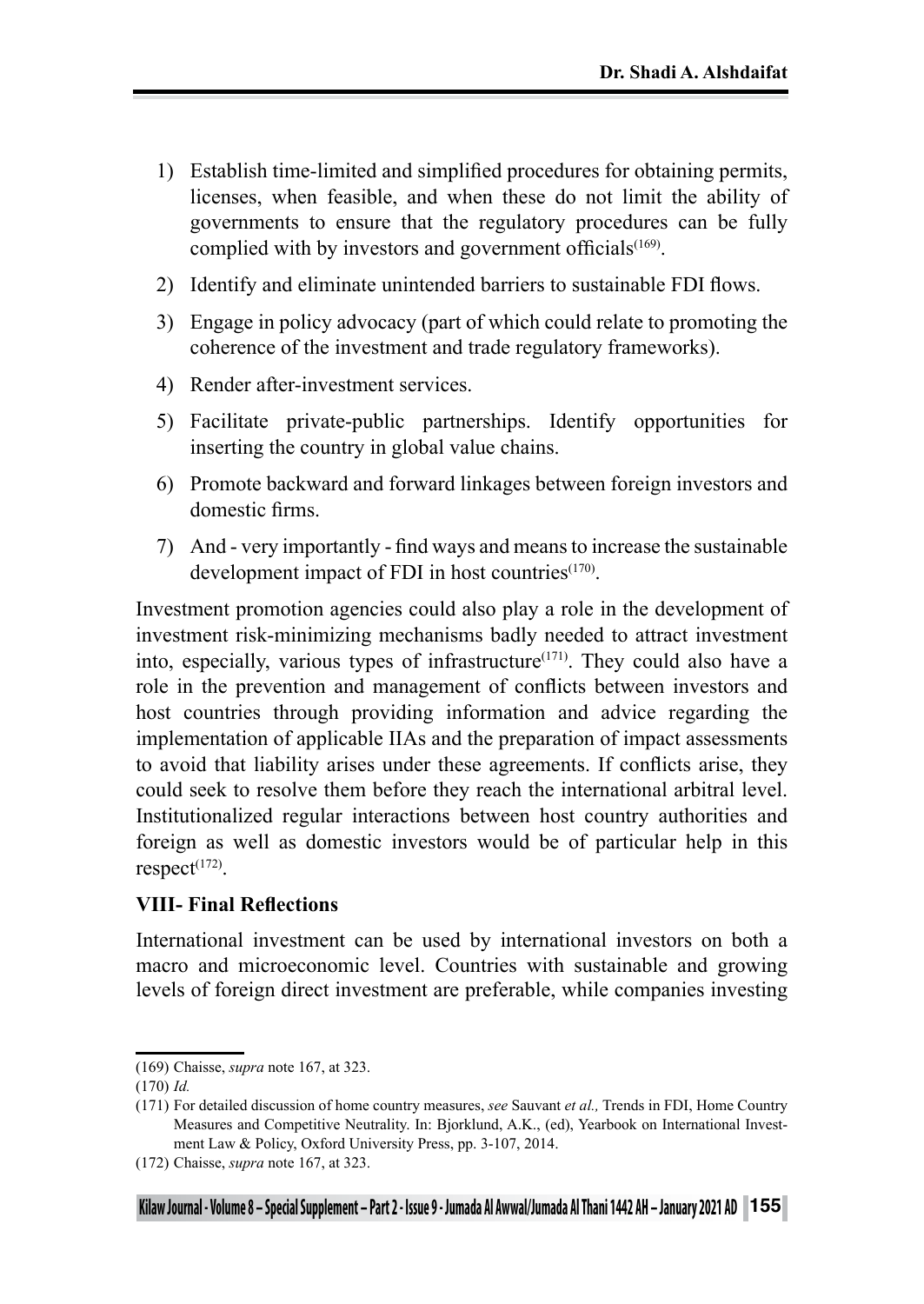1) Establish time-limited and simplified procedures for obtaining permits, licenses, when feasible, and when these do not limit the ability of governments to ensure that the regulatory procedures can be fully complied with by investors and government officials[169].
2) Identify and eliminate unintended barriers to sustainable FDI flows.
3) Engage in policy advocacy (part of which could relate to promoting the coherence of the investment and trade regulatory frameworks).
4) Render after-investment services.
5) Facilitate private-public partnerships. Identify opportunities for inserting the country in global value chains.
6) Promote backward and forward linkages between foreign investors and domestic firms.
7) And - very importantly - find ways and means to increase the sustainable development impact of FDI in host countries[170].

Investment promotion agencies could also play a role in the development of investment risk-minimizing mechanisms badly needed to attract investment into, especially, various types of infrastructure[171]. They could also have a role in the prevention and management of conflicts between investors and host countries through providing information and advice regarding the implementation of applicable IIAs and the preparation of impact assessments to avoid that liability arises under these agreements. If conflicts arise, they could seek to resolve them before they reach the international arbitral level. Institutionalized regular interactions between host country authorities and foreign as well as domestic investors would be of particular help in this respect[172].

## VIII- Final Reflections

International investment can be used by international investors on both a macro and microeconomic level. Countries with sustainable and growing levels of foreign direct investment are preferable, while companies investing

---

(169) Chaisse, *supra* note 167, at 323.

(170) *Id.*

(171) For detailed discussion of home country measures, *see* Sauvant *et al.,* Trends in FDI, Home Country Measures and Competitive Neutrality. In: Bjorklund, A.K., (ed), Yearbook on International Investment Law & Policy, Oxford University Press, pp. 3-107, 2014.

(172) Chaisse, *supra* note 167, at 323.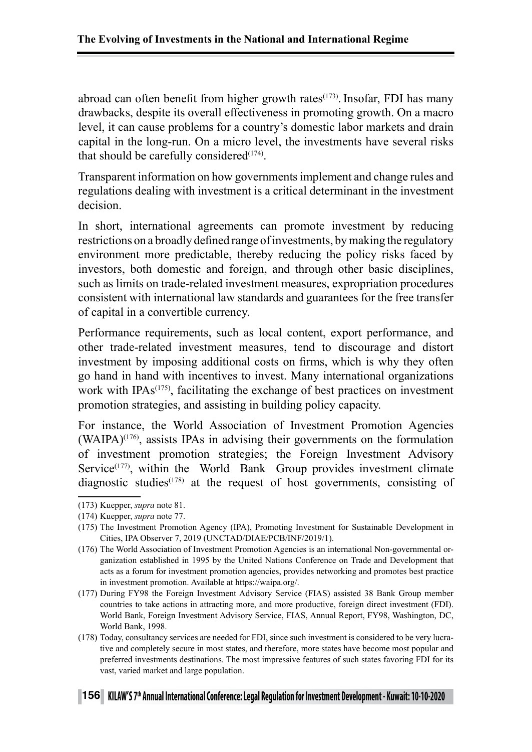abroad can often benefit from higher growth rates[(173)]. Insofar, FDI has many drawbacks, despite its overall effectiveness in promoting growth. On a macro level, it can cause problems for a country's domestic labor markets and drain capital in the long-run. On a micro level, the investments have several risks that should be carefully considered[(174)].

Transparent information on how governments implement and change rules and regulations dealing with investment is a critical determinant in the investment decision.

In short, international agreements can promote investment by reducing restrictions on a broadly defined range of investments, by making the regulatory environment more predictable, thereby reducing the policy risks faced by investors, both domestic and foreign, and through other basic disciplines, such as limits on trade-related investment measures, expropriation procedures consistent with international law standards and guarantees for the free transfer of capital in a convertible currency.

Performance requirements, such as local content, export performance, and other trade-related investment measures, tend to discourage and distort investment by imposing additional costs on firms, which is why they often go hand in hand with incentives to invest. Many international organizations work with IPAs[(175)], facilitating the exchange of best practices on investment promotion strategies, and assisting in building policy capacity.

For instance, the World Association of Investment Promotion Agencies (WAIPA)[(176)], assists IPAs in advising their governments on the formulation of investment promotion strategies; the Foreign Investment Advisory Service[(177)], within the World Bank Group provides investment climate diagnostic studies[(178)] at the request of host governments, consisting of

---

(173) Kuepper, *supra* note 81.

(174) Kuepper, *supra* note 77.

(175) The Investment Promotion Agency (IPA), Promoting Investment for Sustainable Development in Cities, IPA Observer 7, 2019 (UNCTAD/DIAE/PCB/INF/2019/1).

(176) The World Association of Investment Promotion Agencies is an international Non-governmental organization established in 1995 by the United Nations Conference on Trade and Development that acts as a forum for investment promotion agencies, provides networking and promotes best practice in investment promotion. Available at https://waipa.org/.

(177) During FY98 the Foreign Investment Advisory Service (FIAS) assisted 38 Bank Group member countries to take actions in attracting more, and more productive, foreign direct investment (FDI). World Bank, Foreign Investment Advisory Service, FIAS, Annual Report, FY98, Washington, DC, World Bank, 1998.

(178) Today, consultancy services are needed for FDI, since such investment is considered to be very lucrative and completely secure in most states, and therefore, more states have become most popular and preferred investments destinations. The most impressive features of such states favoring FDI for its vast, varied market and large population.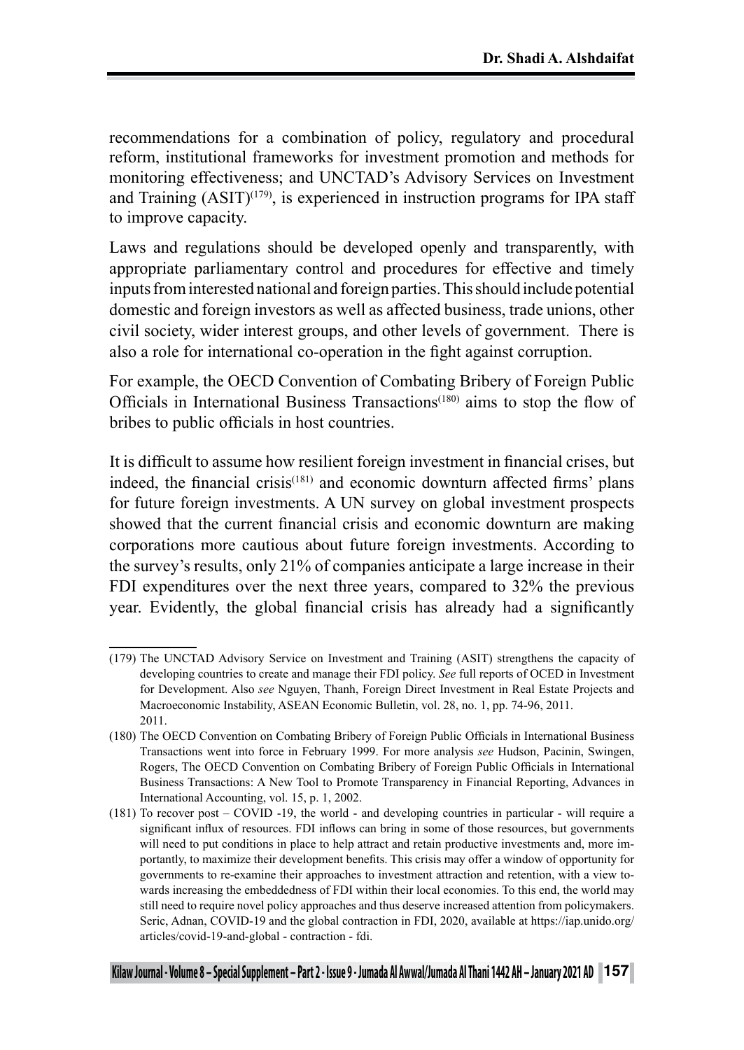recommendations for a combination of policy, regulatory and procedural reform, institutional frameworks for investment promotion and methods for monitoring effectiveness; and UNCTAD's Advisory Services on Investment and Training (ASIT)[179], is experienced in instruction programs for IPA staff to improve capacity.

Laws and regulations should be developed openly and transparently, with appropriate parliamentary control and procedures for effective and timely inputs from interested national and foreign parties. This should include potential domestic and foreign investors as well as affected business, trade unions, other civil society, wider interest groups, and other levels of government. There is also a role for international co-operation in the fight against corruption.

For example, the OECD Convention of Combating Bribery of Foreign Public Officials in International Business Transactions[180] aims to stop the flow of bribes to public officials in host countries.

It is difficult to assume how resilient foreign investment in financial crises, but indeed, the financial crisis[181] and economic downturn affected firms' plans for future foreign investments. A UN survey on global investment prospects showed that the current financial crisis and economic downturn are making corporations more cautious about future foreign investments. According to the survey's results, only 21% of companies anticipate a large increase in their FDI expenditures over the next three years, compared to 32% the previous year. Evidently, the global financial crisis has already had a significantly

---

(179) The UNCTAD Advisory Service on Investment and Training (ASIT) strengthens the capacity of developing countries to create and manage their FDI policy. *See* full reports of OCED in Investment for Development. Also *see* Nguyen, Thanh, Foreign Direct Investment in Real Estate Projects and Macroeconomic Instability, ASEAN Economic Bulletin, vol. 28, no. 1, pp. 74-96, 2011. 2011.

(180) The OECD Convention on Combating Bribery of Foreign Public Officials in International Business Transactions went into force in February 1999. For more analysis *see* Hudson, Pacinin, Swingen, Rogers, The OECD Convention on Combating Bribery of Foreign Public Officials in International Business Transactions: A New Tool to Promote Transparency in Financial Reporting, Advances in International Accounting, vol. 15, p. 1, 2002.

(181) To recover post – COVID -19, the world - and developing countries in particular - will require a significant influx of resources. FDI inflows can bring in some of those resources, but governments will need to put conditions in place to help attract and retain productive investments and, more importantly, to maximize their development benefits. This crisis may offer a window of opportunity for governments to re-examine their approaches to investment attraction and retention, with a view towards increasing the embeddedness of FDI within their local economies. To this end, the world may still need to require novel policy approaches and thus deserve increased attention from policymakers. Seric, Adnan, COVID-19 and the global contraction in FDI, 2020, available at https://iap.unido.org/articles/covid-19-and-global - contraction - fdi.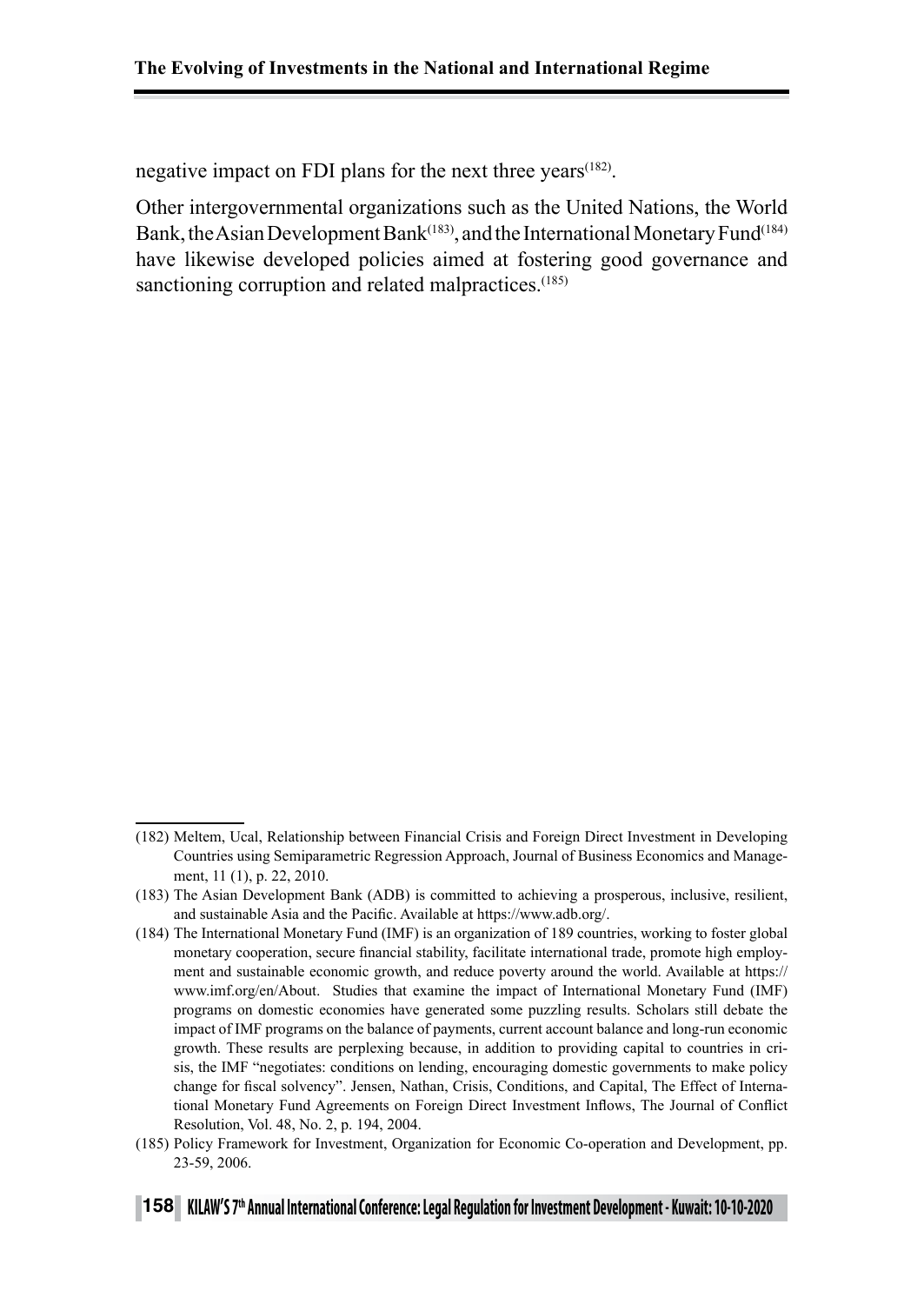negative impact on FDI plans for the next three years[182].

Other intergovernmental organizations such as the United Nations, the World Bank, the Asian Development Bank[183], and the International Monetary Fund[184] have likewise developed policies aimed at fostering good governance and sanctioning corruption and related malpractices.[185]

---

(182) Meltem, Ucal, Relationship between Financial Crisis and Foreign Direct Investment in Developing Countries using Semiparametric Regression Approach, Journal of Business Economics and Management, 11 (1), p. 22, 2010.

(183) The Asian Development Bank (ADB) is committed to achieving a prosperous, inclusive, resilient, and sustainable Asia and the Pacific. Available at https://www.adb.org/.

(184) The International Monetary Fund (IMF) is an organization of 189 countries, working to foster global monetary cooperation, secure financial stability, facilitate international trade, promote high employment and sustainable economic growth, and reduce poverty around the world. Available at https://www.imf.org/en/About. Studies that examine the impact of International Monetary Fund (IMF) programs on domestic economies have generated some puzzling results. Scholars still debate the impact of IMF programs on the balance of payments, current account balance and long-run economic growth. These results are perplexing because, in addition to providing capital to countries in crisis, the IMF "negotiates: conditions on lending, encouraging domestic governments to make policy change for fiscal solvency". Jensen, Nathan, Crisis, Conditions, and Capital, The Effect of International Monetary Fund Agreements on Foreign Direct Investment Inflows, The Journal of Conflict Resolution, Vol. 48, No. 2, p. 194, 2004.

(185) Policy Framework for Investment, Organization for Economic Co-operation and Development, pp. 23-59, 2006.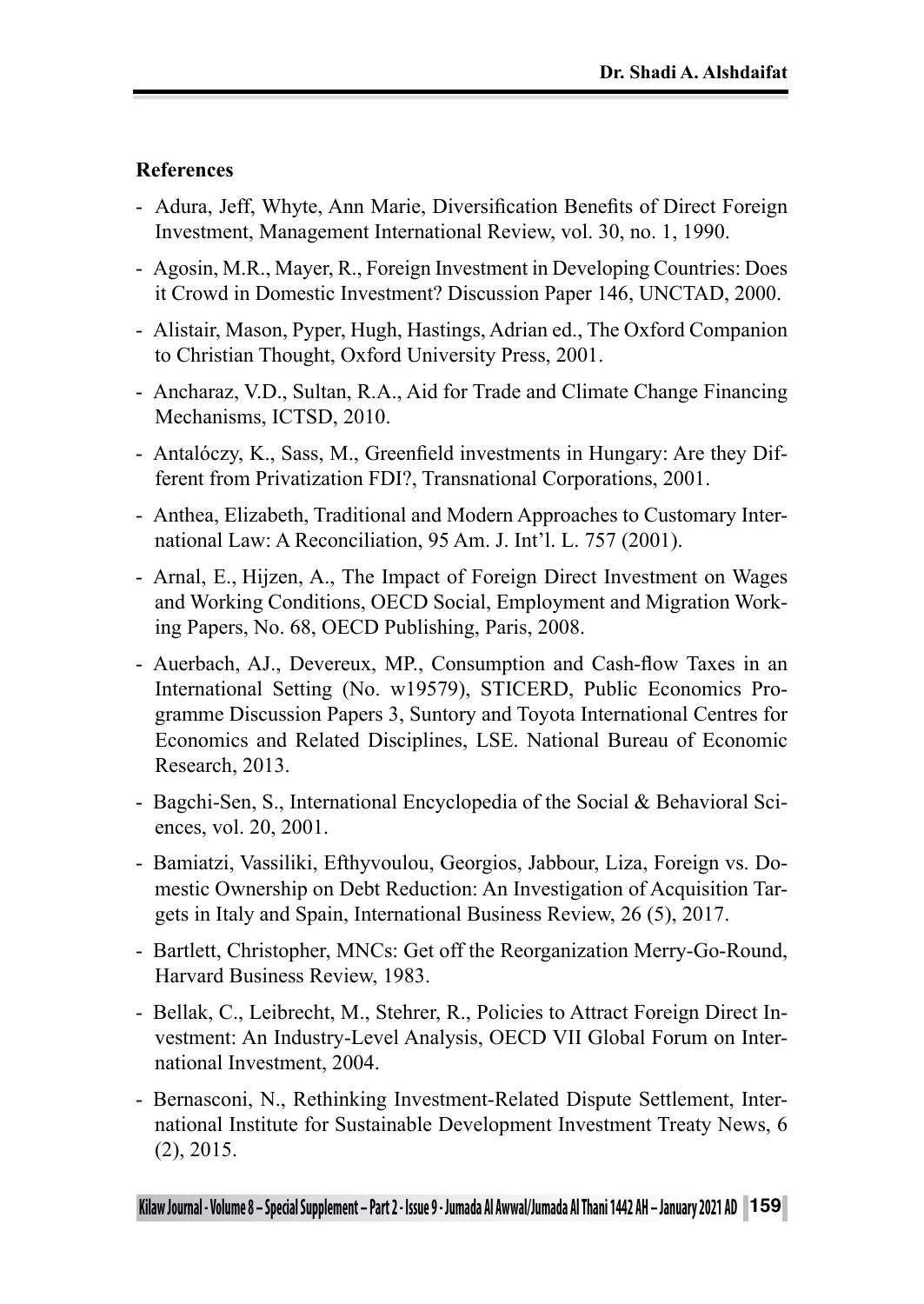**References**

- Adura, Jeff, Whyte, Ann Marie, Diversification Benefits of Direct Foreign Investment, Management International Review, vol. 30, no. 1, 1990.
- Agosin, M.R., Mayer, R., Foreign Investment in Developing Countries: Does it Crowd in Domestic Investment? Discussion Paper 146, UNCTAD, 2000.
- Alistair, Mason, Pyper, Hugh, Hastings, Adrian ed., The Oxford Companion to Christian Thought, Oxford University Press, 2001.
- Ancharaz, V.D., Sultan, R.A., Aid for Trade and Climate Change Financing Mechanisms, ICTSD, 2010.
- Antalóczy, K., Sass, M., Greenfield investments in Hungary: Are they Different from Privatization FDI?, Transnational Corporations, 2001.
- Anthea, Elizabeth, Traditional and Modern Approaches to Customary International Law: A Reconciliation, 95 Am. J. Int'l. L. 757 (2001).
- Arnal, E., Hijzen, A., The Impact of Foreign Direct Investment on Wages and Working Conditions, OECD Social, Employment and Migration Working Papers, No. 68, OECD Publishing, Paris, 2008.
- Auerbach, AJ., Devereux, MP., Consumption and Cash-flow Taxes in an International Setting (No. w19579), STICERD, Public Economics Programme Discussion Papers 3, Suntory and Toyota International Centres for Economics and Related Disciplines, LSE. National Bureau of Economic Research, 2013.
- Bagchi-Sen, S., International Encyclopedia of the Social & Behavioral Sciences, vol. 20, 2001.
- Bamiatzi, Vassiliki, Efthyvoulou, Georgios, Jabbour, Liza, Foreign vs. Domestic Ownership on Debt Reduction: An Investigation of Acquisition Targets in Italy and Spain, International Business Review, 26 (5), 2017.
- Bartlett, Christopher, MNCs: Get off the Reorganization Merry-Go-Round, Harvard Business Review, 1983.
- Bellak, C., Leibrecht, M., Stehrer, R., Policies to Attract Foreign Direct Investment: An Industry-Level Analysis, OECD VII Global Forum on International Investment, 2004.
- Bernasconi, N., Rethinking Investment-Related Dispute Settlement, International Institute for Sustainable Development Investment Treaty News, 6 (2), 2015.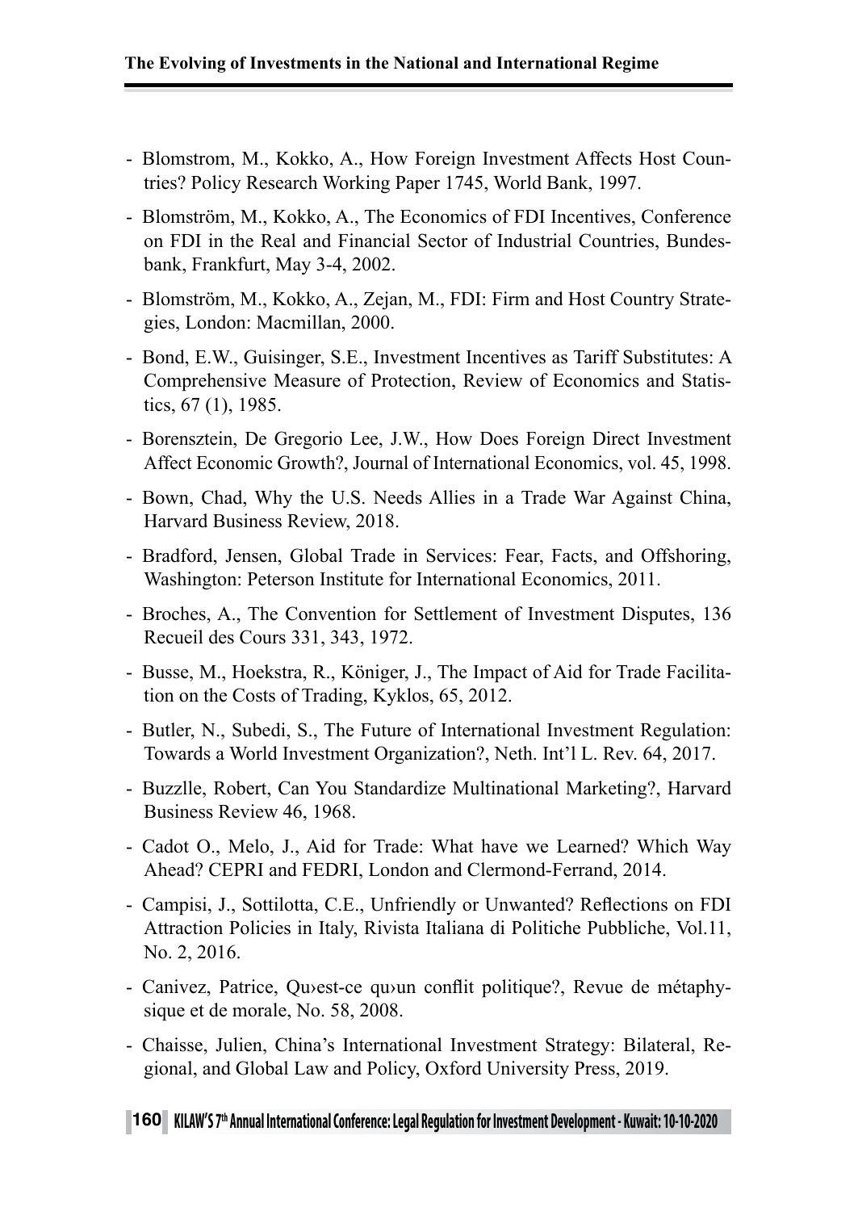- Blomstrom, M., Kokko, A., How Foreign Investment Affects Host Countries? Policy Research Working Paper 1745, World Bank, 1997.
- Blomström, M., Kokko, A., The Economics of FDI Incentives, Conference on FDI in the Real and Financial Sector of Industrial Countries, Bundesbank, Frankfurt, May 3-4, 2002.
- Blomström, M., Kokko, A., Zejan, M., FDI: Firm and Host Country Strategies, London: Macmillan, 2000.
- Bond, E.W., Guisinger, S.E., Investment Incentives as Tariff Substitutes: A Comprehensive Measure of Protection, Review of Economics and Statistics, 67 (1), 1985.
- Borensztein, De Gregorio Lee, J.W., How Does Foreign Direct Investment Affect Economic Growth?, Journal of International Economics, vol. 45, 1998.
- Bown, Chad, Why the U.S. Needs Allies in a Trade War Against China, Harvard Business Review, 2018.
- Bradford, Jensen, Global Trade in Services: Fear, Facts, and Offshoring, Washington: Peterson Institute for International Economics, 2011.
- Broches, A., The Convention for Settlement of Investment Disputes, 136 Recueil des Cours 331, 343, 1972.
- Busse, M., Hoekstra, R., Königer, J., The Impact of Aid for Trade Facilitation on the Costs of Trading, Kyklos, 65, 2012.
- Butler, N., Subedi, S., The Future of International Investment Regulation: Towards a World Investment Organization?, Neth. Int'l L. Rev. 64, 2017.
- Buzzlle, Robert, Can You Standardize Multinational Marketing?, Harvard Business Review 46, 1968.
- Cadot O., Melo, J., Aid for Trade: What have we Learned? Which Way Ahead? CEPRI and FEDRI, London and Clermond-Ferrand, 2014.
- Campisi, J., Sottilotta, C.E., Unfriendly or Unwanted? Reflections on FDI Attraction Policies in Italy, Rivista Italiana di Politiche Pubbliche, Vol.11, No. 2, 2016.
- Canivez, Patrice, Qu›est-ce qu›un conflit politique?, Revue de métaphysique et de morale, No. 58, 2008.
- Chaisse, Julien, China's International Investment Strategy: Bilateral, Regional, and Global Law and Policy, Oxford University Press, 2019.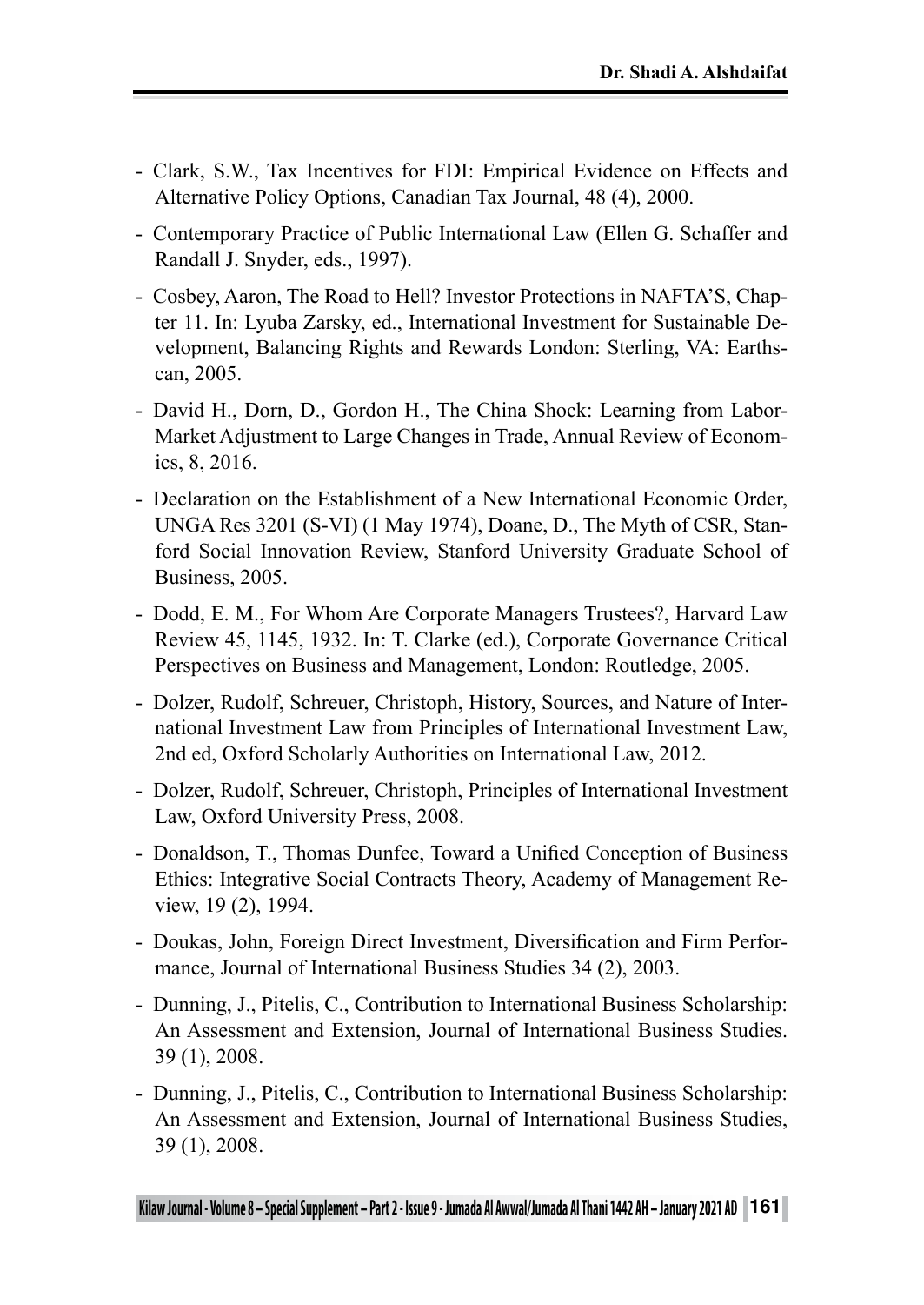- Clark, S.W., Tax Incentives for FDI: Empirical Evidence on Effects and Alternative Policy Options, Canadian Tax Journal, 48 (4), 2000.
- Contemporary Practice of Public International Law (Ellen G. Schaffer and Randall J. Snyder, eds., 1997).
- Cosbey, Aaron, The Road to Hell? Investor Protections in NAFTA'S, Chapter 11. In: Lyuba Zarsky, ed., International Investment for Sustainable Development, Balancing Rights and Rewards London: Sterling, VA: Earthscan, 2005.
- David H., Dorn, D., Gordon H., The China Shock: Learning from Labor-Market Adjustment to Large Changes in Trade, Annual Review of Economics, 8, 2016.
- Declaration on the Establishment of a New International Economic Order, UNGA Res 3201 (S-VI) (1 May 1974), Doane, D., The Myth of CSR, Stanford Social Innovation Review, Stanford University Graduate School of Business, 2005.
- Dodd, E. M., For Whom Are Corporate Managers Trustees?, Harvard Law Review 45, 1145, 1932. In: T. Clarke (ed.), Corporate Governance Critical Perspectives on Business and Management, London: Routledge, 2005.
- Dolzer, Rudolf, Schreuer, Christoph, History, Sources, and Nature of International Investment Law from Principles of International Investment Law, 2nd ed, Oxford Scholarly Authorities on International Law, 2012.
- Dolzer, Rudolf, Schreuer, Christoph, Principles of International Investment Law, Oxford University Press, 2008.
- Donaldson, T., Thomas Dunfee, Toward a Unified Conception of Business Ethics: Integrative Social Contracts Theory, Academy of Management Review, 19 (2), 1994.
- Doukas, John, Foreign Direct Investment, Diversification and Firm Performance, Journal of International Business Studies 34 (2), 2003.
- Dunning, J., Pitelis, C., Contribution to International Business Scholarship: An Assessment and Extension, Journal of International Business Studies. 39 (1), 2008.
- Dunning, J., Pitelis, C., Contribution to International Business Scholarship: An Assessment and Extension, Journal of International Business Studies, 39 (1), 2008.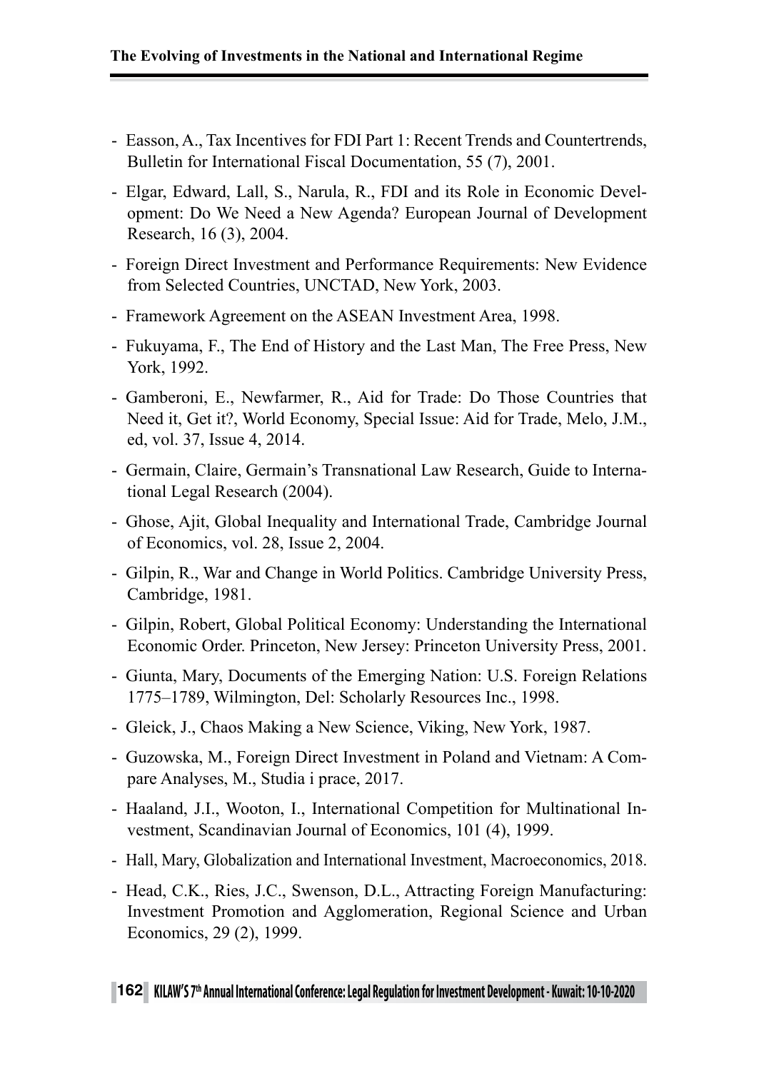- Easson, A., Tax Incentives for FDI Part 1: Recent Trends and Countertrends, Bulletin for International Fiscal Documentation, 55 (7), 2001.
- Elgar, Edward, Lall, S., Narula, R., FDI and its Role in Economic Development: Do We Need a New Agenda? European Journal of Development Research, 16 (3), 2004.
- Foreign Direct Investment and Performance Requirements: New Evidence from Selected Countries, UNCTAD, New York, 2003.
- Framework Agreement on the ASEAN Investment Area, 1998.
- Fukuyama, F., The End of History and the Last Man, The Free Press, New York, 1992.
- Gamberoni, E., Newfarmer, R., Aid for Trade: Do Those Countries that Need it, Get it?, World Economy, Special Issue: Aid for Trade, Melo, J.M., ed, vol. 37, Issue 4, 2014.
- Germain, Claire, Germain's Transnational Law Research, Guide to International Legal Research (2004).
- Ghose, Ajit, Global Inequality and International Trade, Cambridge Journal of Economics, vol. 28, Issue 2, 2004.
- Gilpin, R., War and Change in World Politics. Cambridge University Press, Cambridge, 1981.
- Gilpin, Robert, Global Political Economy: Understanding the International Economic Order. Princeton, New Jersey: Princeton University Press, 2001.
- Giunta, Mary, Documents of the Emerging Nation: U.S. Foreign Relations 1775–1789, Wilmington, Del: Scholarly Resources Inc., 1998.
- Gleick, J., Chaos Making a New Science, Viking, New York, 1987.
- Guzowska, M., Foreign Direct Investment in Poland and Vietnam: A Compare Analyses, M., Studia i prace, 2017.
- Haaland, J.I., Wooton, I., International Competition for Multinational Investment, Scandinavian Journal of Economics, 101 (4), 1999.
- Hall, Mary, Globalization and International Investment, Macroeconomics, 2018.
- Head, C.K., Ries, J.C., Swenson, D.L., Attracting Foreign Manufacturing: Investment Promotion and Agglomeration, Regional Science and Urban Economics, 29 (2), 1999.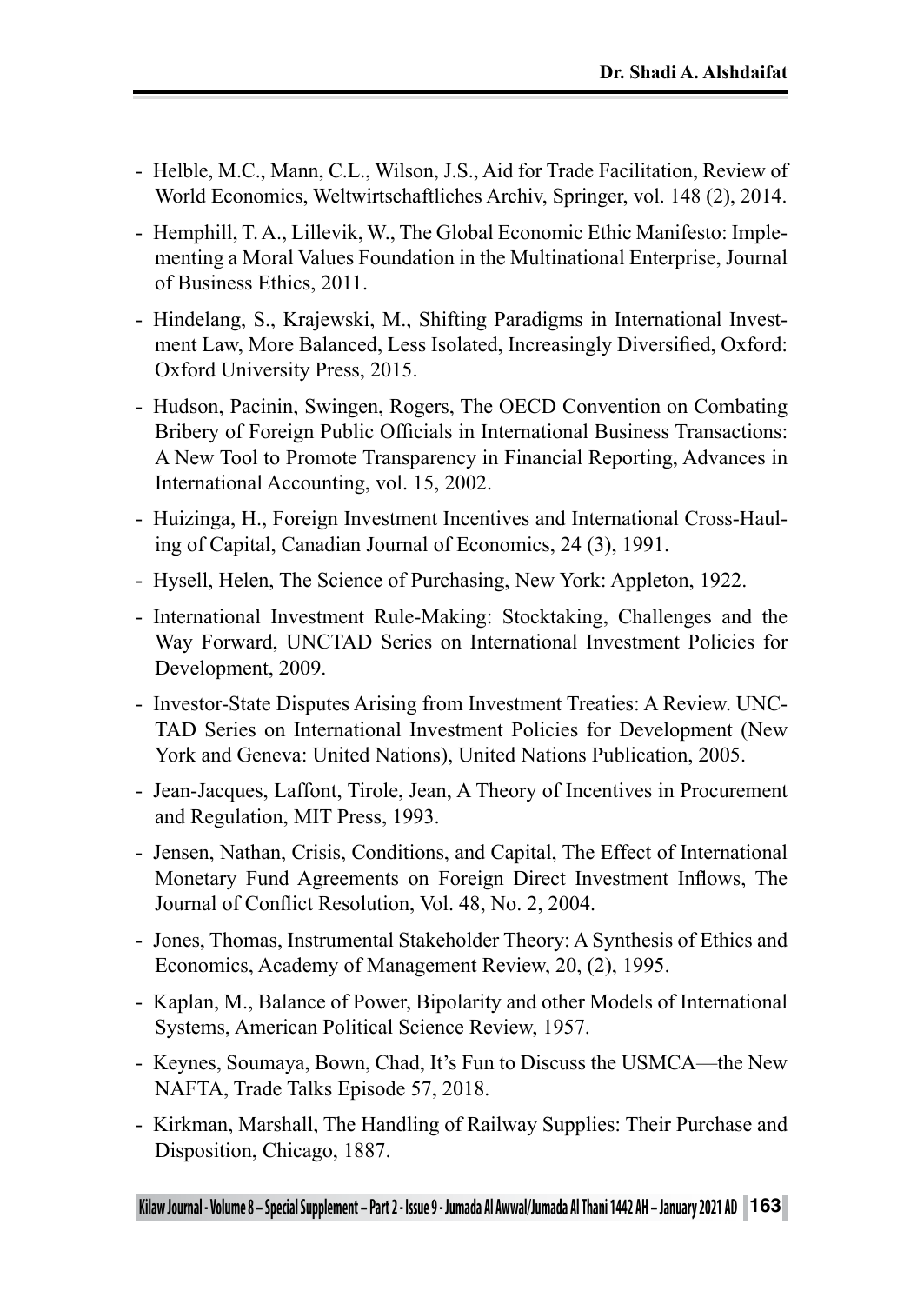- Helble, M.C., Mann, C.L., Wilson, J.S., Aid for Trade Facilitation, Review of World Economics, Weltwirtschaftliches Archiv, Springer, vol. 148 (2), 2014.
- Hemphill, T. A., Lillevik, W., The Global Economic Ethic Manifesto: Implementing a Moral Values Foundation in the Multinational Enterprise, Journal of Business Ethics, 2011.
- Hindelang, S., Krajewski, M., Shifting Paradigms in International Investment Law, More Balanced, Less Isolated, Increasingly Diversified, Oxford: Oxford University Press, 2015.
- Hudson, Pacinin, Swingen, Rogers, The OECD Convention on Combating Bribery of Foreign Public Officials in International Business Transactions: A New Tool to Promote Transparency in Financial Reporting, Advances in International Accounting, vol. 15, 2002.
- Huizinga, H., Foreign Investment Incentives and International Cross-Hauling of Capital, Canadian Journal of Economics, 24 (3), 1991.
- Hysell, Helen, The Science of Purchasing, New York: Appleton, 1922.
- International Investment Rule-Making: Stocktaking, Challenges and the Way Forward, UNCTAD Series on International Investment Policies for Development, 2009.
- Investor-State Disputes Arising from Investment Treaties: A Review. UNCTAD Series on International Investment Policies for Development (New York and Geneva: United Nations), United Nations Publication, 2005.
- Jean-Jacques, Laffont, Tirole, Jean, A Theory of Incentives in Procurement and Regulation, MIT Press, 1993.
- Jensen, Nathan, Crisis, Conditions, and Capital, The Effect of International Monetary Fund Agreements on Foreign Direct Investment Inflows, The Journal of Conflict Resolution, Vol. 48, No. 2, 2004.
- Jones, Thomas, Instrumental Stakeholder Theory: A Synthesis of Ethics and Economics, Academy of Management Review, 20, (2), 1995.
- Kaplan, M., Balance of Power, Bipolarity and other Models of International Systems, American Political Science Review, 1957.
- Keynes, Soumaya, Bown, Chad, It's Fun to Discuss the USMCA—the New NAFTA, Trade Talks Episode 57, 2018.
- Kirkman, Marshall, The Handling of Railway Supplies: Their Purchase and Disposition, Chicago, 1887.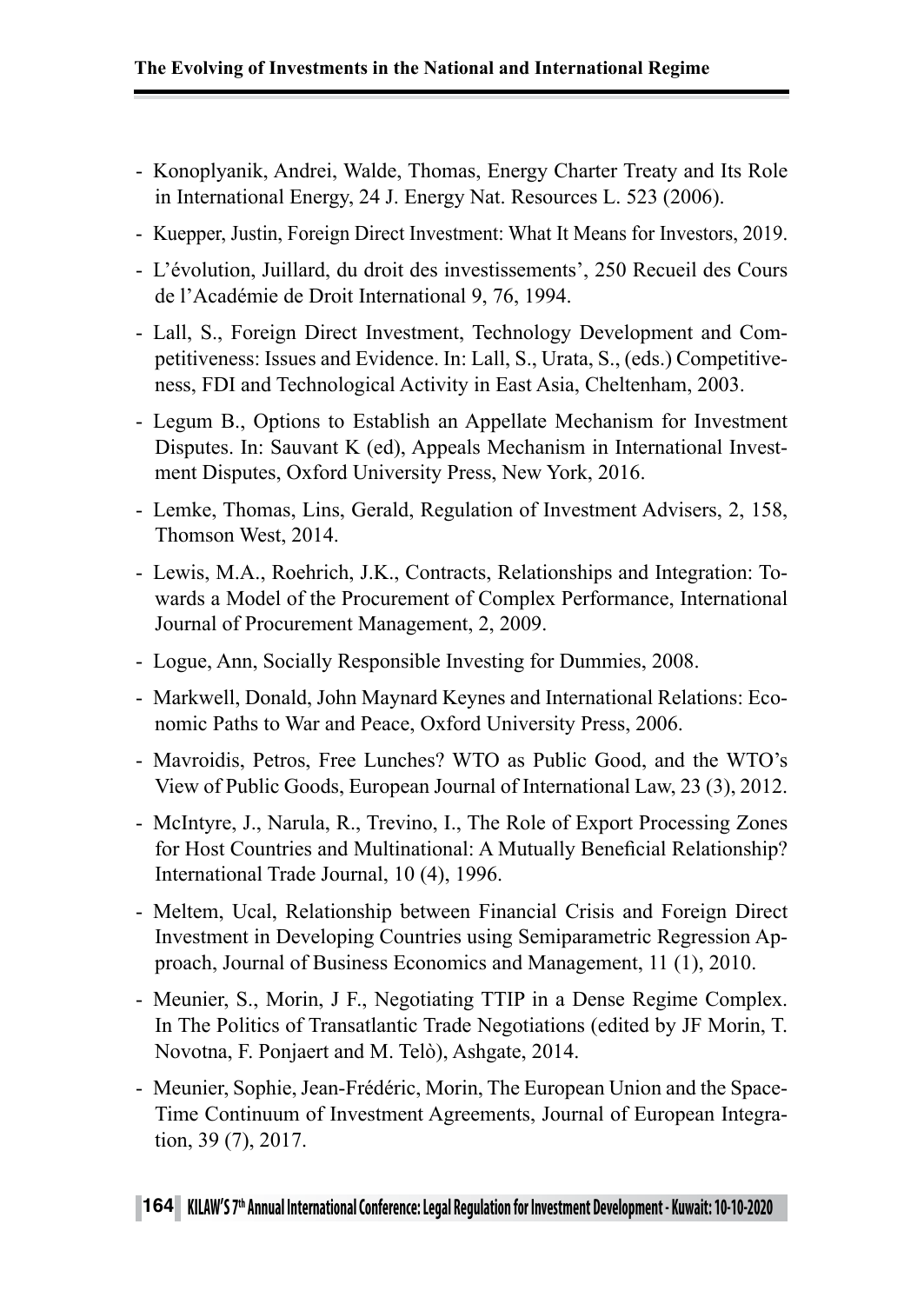- Konoplyanik, Andrei, Walde, Thomas, Energy Charter Treaty and Its Role in International Energy, 24 J. Energy Nat. Resources L. 523 (2006).
- Kuepper, Justin, Foreign Direct Investment: What It Means for Investors, 2019.
- L'évolution, Juillard, du droit des investissements', 250 Recueil des Cours de l'Académie de Droit International 9, 76, 1994.
- Lall, S., Foreign Direct Investment, Technology Development and Competitiveness: Issues and Evidence. In: Lall, S., Urata, S., (eds.) Competitiveness, FDI and Technological Activity in East Asia, Cheltenham, 2003.
- Legum B., Options to Establish an Appellate Mechanism for Investment Disputes. In: Sauvant K (ed), Appeals Mechanism in International Investment Disputes, Oxford University Press, New York, 2016.
- Lemke, Thomas, Lins, Gerald, Regulation of Investment Advisers, 2, 158, Thomson West, 2014.
- Lewis, M.A., Roehrich, J.K., Contracts, Relationships and Integration: Towards a Model of the Procurement of Complex Performance, International Journal of Procurement Management, 2, 2009.
- Logue, Ann, Socially Responsible Investing for Dummies, 2008.
- Markwell, Donald, John Maynard Keynes and International Relations: Economic Paths to War and Peace, Oxford University Press, 2006.
- Mavroidis, Petros, Free Lunches? WTO as Public Good, and the WTO's View of Public Goods, European Journal of International Law, 23 (3), 2012.
- McIntyre, J., Narula, R., Trevino, I., The Role of Export Processing Zones for Host Countries and Multinational: A Mutually Beneficial Relationship? International Trade Journal, 10 (4), 1996.
- Meltem, Ucal, Relationship between Financial Crisis and Foreign Direct Investment in Developing Countries using Semiparametric Regression Approach, Journal of Business Economics and Management, 11 (1), 2010.
- Meunier, S., Morin, J F., Negotiating TTIP in a Dense Regime Complex. In The Politics of Transatlantic Trade Negotiations (edited by JF Morin, T. Novotna, F. Ponjaert and M. Telò), Ashgate, 2014.
- Meunier, Sophie, Jean-Frédéric, Morin, The European Union and the Space-Time Continuum of Investment Agreements, Journal of European Integration, 39 (7), 2017.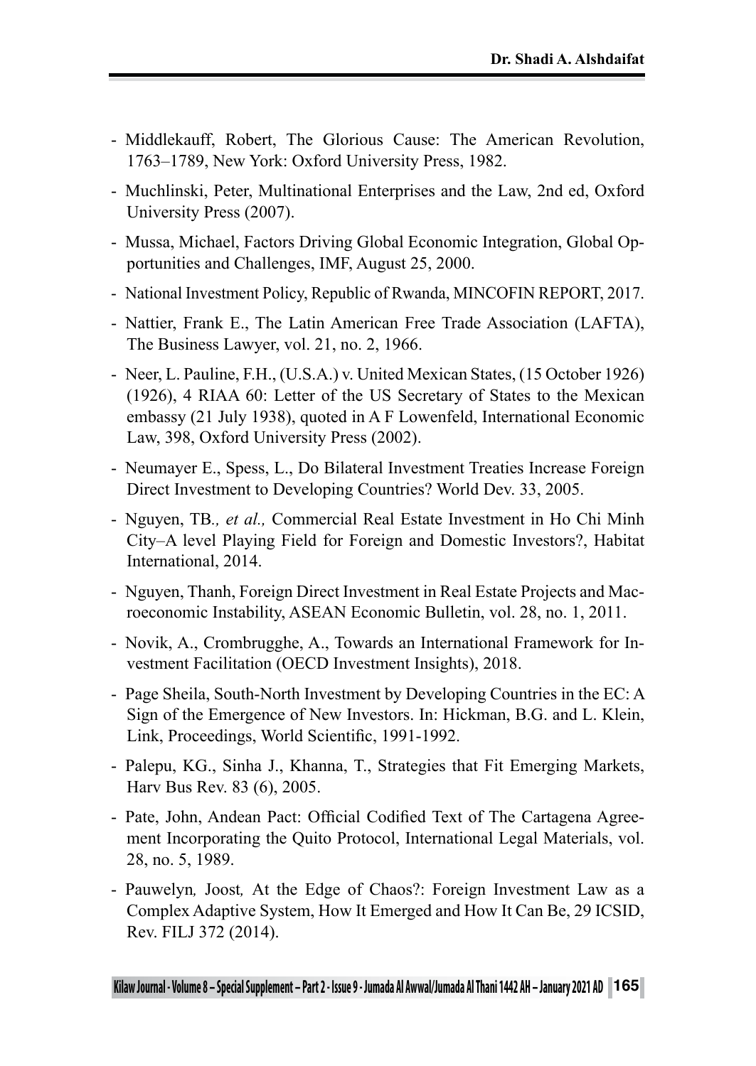- Middlekauff, Robert, The Glorious Cause: The American Revolution, 1763–1789, New York: Oxford University Press, 1982.
- Muchlinski, Peter, Multinational Enterprises and the Law, 2nd ed, Oxford University Press (2007).
- Mussa, Michael, Factors Driving Global Economic Integration, Global Opportunities and Challenges, IMF, August 25, 2000.
- National Investment Policy, Republic of Rwanda, MINCOFIN REPORT, 2017.
- Nattier, Frank E., The Latin American Free Trade Association (LAFTA), The Business Lawyer, vol. 21, no. 2, 1966.
- Neer, L. Pauline, F.H., (U.S.A.) v. United Mexican States, (15 October 1926) (1926), 4 RIAA 60: Letter of the US Secretary of States to the Mexican embassy (21 July 1938), quoted in A F Lowenfeld, International Economic Law, 398, Oxford University Press (2002).
- Neumayer E., Spess, L., Do Bilateral Investment Treaties Increase Foreign Direct Investment to Developing Countries? World Dev. 33, 2005.
- Nguyen, TB*., et al.,* Commercial Real Estate Investment in Ho Chi Minh City–A level Playing Field for Foreign and Domestic Investors?, Habitat International, 2014.
- Nguyen, Thanh, Foreign Direct Investment in Real Estate Projects and Macroeconomic Instability, ASEAN Economic Bulletin, vol. 28, no. 1, 2011.
- Novik, A., Crombrugghe, A., Towards an International Framework for Investment Facilitation (OECD Investment Insights), 2018.
- Page Sheila, South-North Investment by Developing Countries in the EC: A Sign of the Emergence of New Investors. In: Hickman, B.G. and L. Klein, Link, Proceedings, World Scientific, 1991-1992.
- Palepu, KG., Sinha J., Khanna, T., Strategies that Fit Emerging Markets, Harv Bus Rev. 83 (6), 2005.
- Pate, John, Andean Pact: Official Codified Text of The Cartagena Agreement Incorporating the Quito Protocol, International Legal Materials, vol. 28, no. 5, 1989.
- Pauwelyn*,* Joost*,* At the Edge of Chaos?: Foreign Investment Law as a Complex Adaptive System, How It Emerged and How It Can Be, 29 ICSID, Rev. FILJ 372 (2014).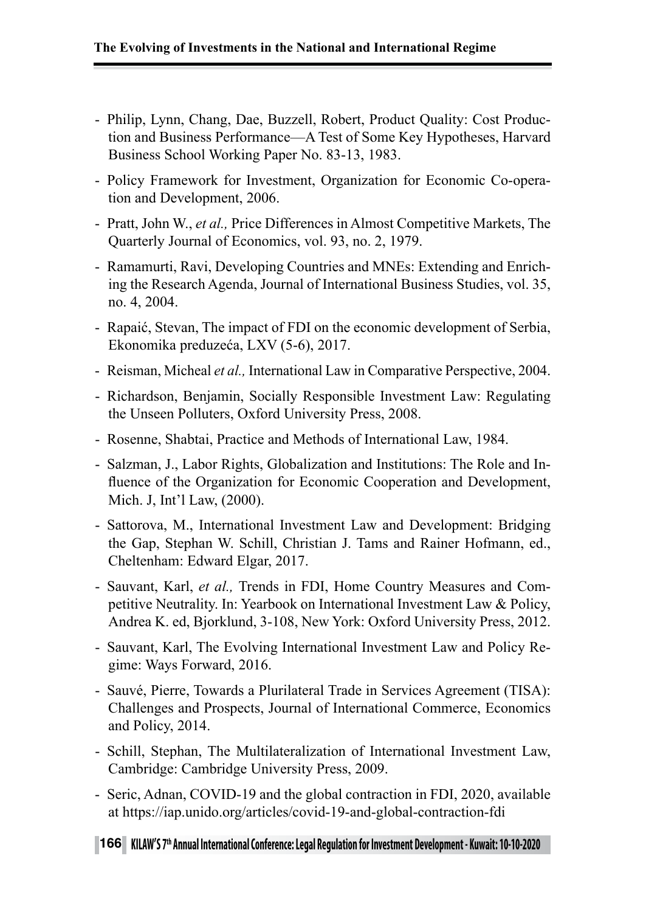- Philip, Lynn, Chang, Dae, Buzzell, Robert, Product Quality: Cost Production and Business Performance—A Test of Some Key Hypotheses, Harvard Business School Working Paper No. 83-13, 1983.
- Policy Framework for Investment, Organization for Economic Co-operation and Development, 2006.
- Pratt, John W., *et al.,* Price Differences in Almost Competitive Markets, The Quarterly Journal of Economics, vol. 93, no. 2, 1979.
- Ramamurti, Ravi, Developing Countries and MNEs: Extending and Enriching the Research Agenda, Journal of International Business Studies, vol. 35, no. 4, 2004.
- Rapaić, Stevan, The impact of FDI on the economic development of Serbia, Ekonomika preduzeća, LXV (5-6), 2017.
- Reisman, Micheal *et al.,* International Law in Comparative Perspective, 2004.
- Richardson, Benjamin, Socially Responsible Investment Law: Regulating the Unseen Polluters, Oxford University Press, 2008.
- Rosenne, Shabtai, Practice and Methods of International Law, 1984.
- Salzman, J., Labor Rights, Globalization and Institutions: The Role and Influence of the Organization for Economic Cooperation and Development, Mich. J, Int'l Law, (2000).
- Sattorova, M., International Investment Law and Development: Bridging the Gap, Stephan W. Schill, Christian J. Tams and Rainer Hofmann, ed., Cheltenham: Edward Elgar, 2017.
- Sauvant, Karl, *et al.,* Trends in FDI, Home Country Measures and Competitive Neutrality. In: Yearbook on International Investment Law & Policy, Andrea K. ed, Bjorklund, 3-108, New York: Oxford University Press, 2012.
- Sauvant, Karl, The Evolving International Investment Law and Policy Regime: Ways Forward, 2016.
- Sauvé, Pierre, Towards a Plurilateral Trade in Services Agreement (TISA): Challenges and Prospects, Journal of International Commerce, Economics and Policy, 2014.
- Schill, Stephan, The Multilateralization of International Investment Law, Cambridge: Cambridge University Press, 2009.
- Seric, Adnan, COVID-19 and the global contraction in FDI, 2020, available at https://iap.unido.org/articles/covid-19-and-global-contraction-fdi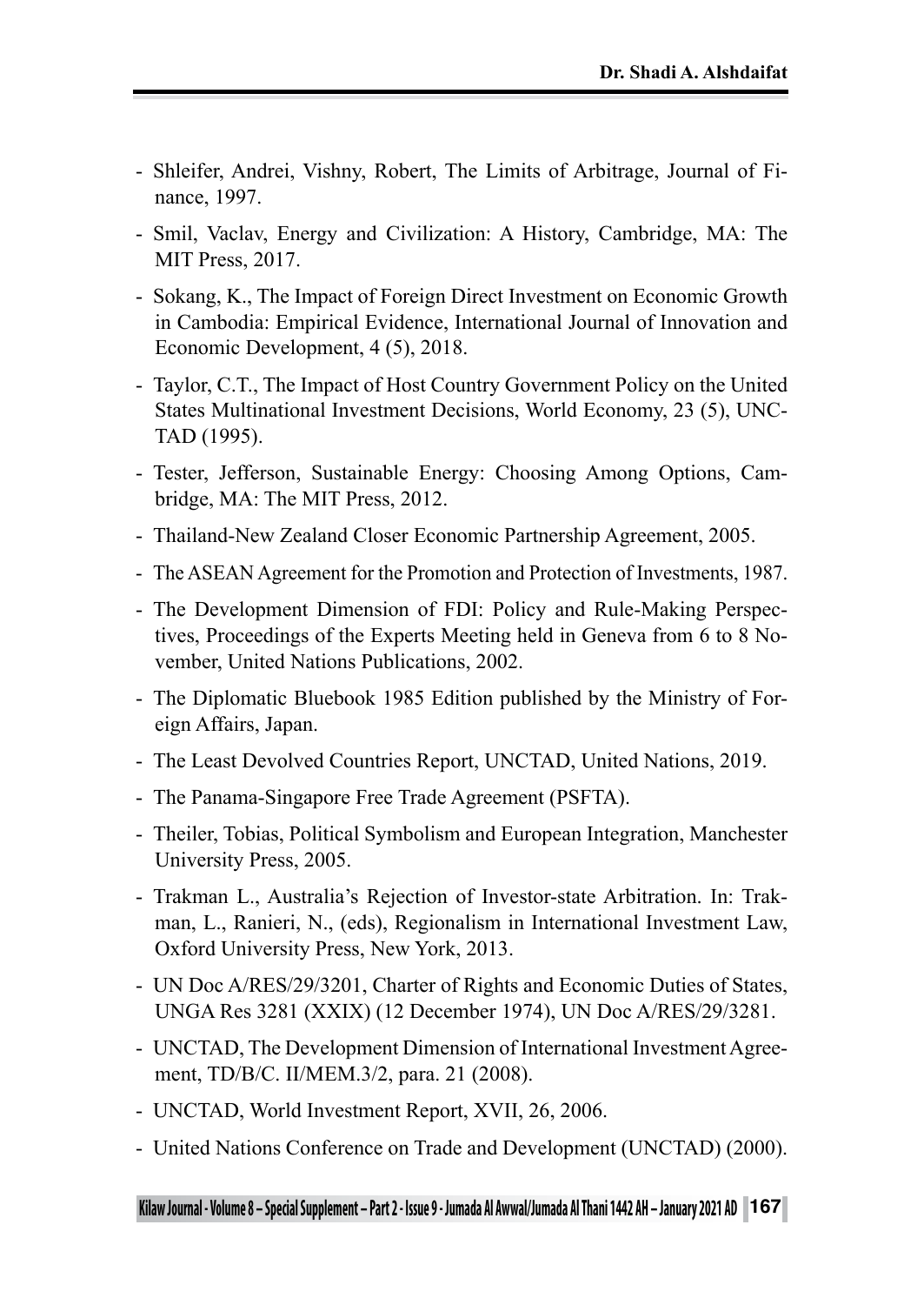- Shleifer, Andrei, Vishny, Robert, The Limits of Arbitrage, Journal of Finance, 1997.
- Smil, Vaclav, Energy and Civilization: A History, Cambridge, MA: The MIT Press, 2017.
- Sokang, K., The Impact of Foreign Direct Investment on Economic Growth in Cambodia: Empirical Evidence, International Journal of Innovation and Economic Development, 4 (5), 2018.
- Taylor, C.T., The Impact of Host Country Government Policy on the United States Multinational Investment Decisions, World Economy, 23 (5), UNCTAD (1995).
- Tester, Jefferson, Sustainable Energy: Choosing Among Options, Cambridge, MA: The MIT Press, 2012.
- Thailand-New Zealand Closer Economic Partnership Agreement, 2005.
- The ASEAN Agreement for the Promotion and Protection of Investments, 1987.
- The Development Dimension of FDI: Policy and Rule-Making Perspectives, Proceedings of the Experts Meeting held in Geneva from 6 to 8 November, United Nations Publications, 2002.
- The Diplomatic Bluebook 1985 Edition published by the Ministry of Foreign Affairs, Japan.
- The Least Devolved Countries Report, UNCTAD, United Nations, 2019.
- The Panama-Singapore Free Trade Agreement (PSFTA).
- Theiler, Tobias, Political Symbolism and European Integration, Manchester University Press, 2005.
- Trakman L., Australia's Rejection of Investor-state Arbitration. In: Trakman, L., Ranieri, N., (eds), Regionalism in International Investment Law, Oxford University Press, New York, 2013.
- UN Doc A/RES/29/3201, Charter of Rights and Economic Duties of States, UNGA Res 3281 (XXIX) (12 December 1974), UN Doc A/RES/29/3281.
- UNCTAD, The Development Dimension of International Investment Agreement, TD/B/C. II/MEM.3/2, para. 21 (2008).
- UNCTAD, World Investment Report, XVII, 26, 2006.
- United Nations Conference on Trade and Development (UNCTAD) (2000).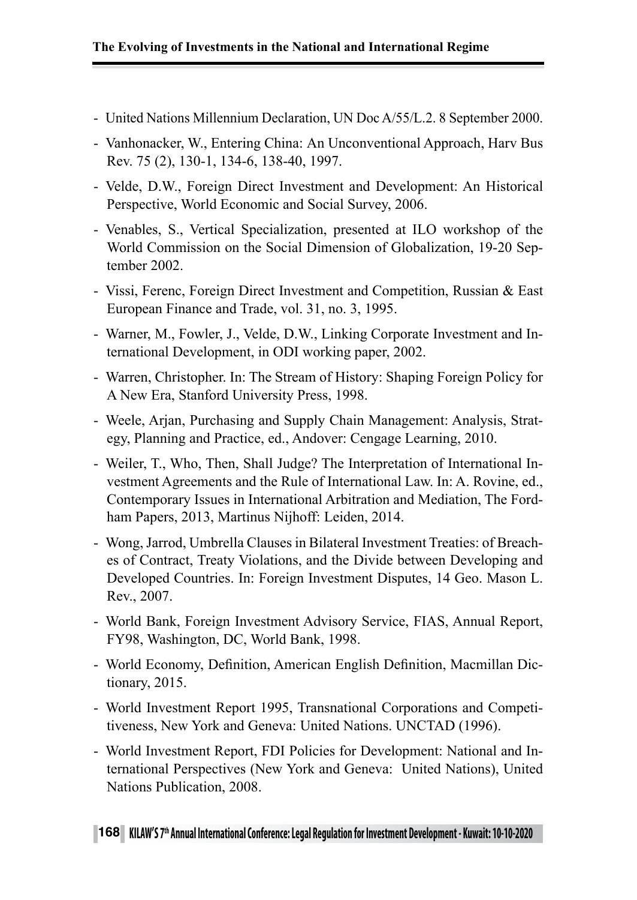- United Nations Millennium Declaration, UN Doc A/55/L.2. 8 September 2000.
- Vanhonacker, W., Entering China: An Unconventional Approach, Harv Bus Rev. 75 (2), 130-1, 134-6, 138-40, 1997.
- Velde, D.W., Foreign Direct Investment and Development: An Historical Perspective, World Economic and Social Survey, 2006.
- Venables, S., Vertical Specialization, presented at ILO workshop of the World Commission on the Social Dimension of Globalization, 19-20 September 2002.
- Vissi, Ferenc, Foreign Direct Investment and Competition, Russian & East European Finance and Trade, vol. 31, no. 3, 1995.
- Warner, M., Fowler, J., Velde, D.W., Linking Corporate Investment and International Development, in ODI working paper, 2002.
- Warren, Christopher. In: The Stream of History: Shaping Foreign Policy for A New Era, Stanford University Press, 1998.
- Weele, Arjan, Purchasing and Supply Chain Management: Analysis, Strategy, Planning and Practice, ed., Andover: Cengage Learning, 2010.
- Weiler, T., Who, Then, Shall Judge? The Interpretation of International Investment Agreements and the Rule of International Law. In: A. Rovine, ed., Contemporary Issues in International Arbitration and Mediation, The Fordham Papers, 2013, Martinus Nijhoff: Leiden, 2014.
- Wong, Jarrod, Umbrella Clauses in Bilateral Investment Treaties: of Breaches of Contract, Treaty Violations, and the Divide between Developing and Developed Countries. In: Foreign Investment Disputes, 14 Geo. Mason L. Rev., 2007.
- World Bank, Foreign Investment Advisory Service, FIAS, Annual Report, FY98, Washington, DC, World Bank, 1998.
- World Economy, Definition, American English Definition, Macmillan Dictionary, 2015.
- World Investment Report 1995, Transnational Corporations and Competitiveness, New York and Geneva: United Nations. UNCTAD (1996).
- World Investment Report, FDI Policies for Development: National and International Perspectives (New York and Geneva: United Nations), United Nations Publication, 2008.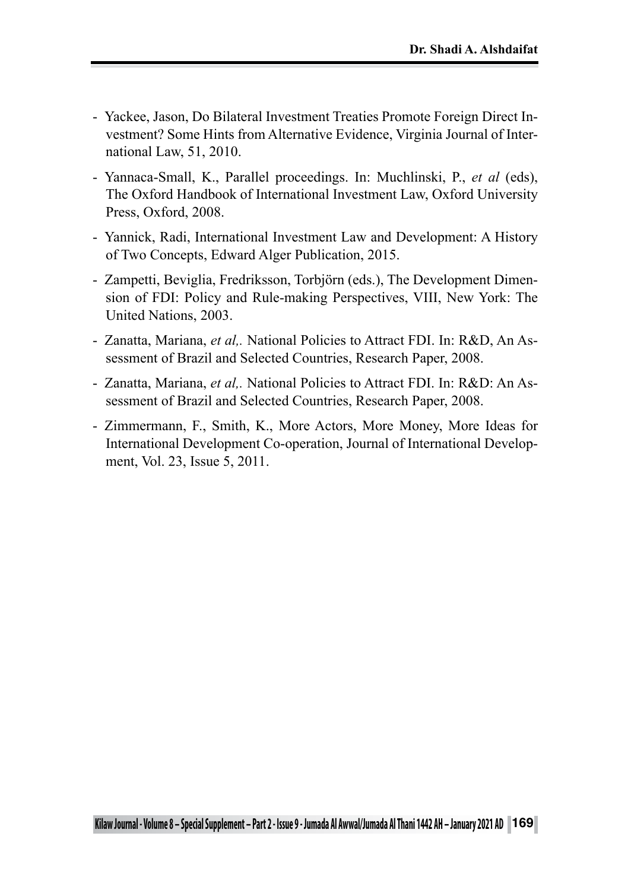- Yackee, Jason, Do Bilateral Investment Treaties Promote Foreign Direct Investment? Some Hints from Alternative Evidence, Virginia Journal of International Law, 51, 2010.
- Yannaca-Small, K., Parallel proceedings. In: Muchlinski, P., *et al* (eds), The Oxford Handbook of International Investment Law, Oxford University Press, Oxford, 2008.
- Yannick, Radi, International Investment Law and Development: A History of Two Concepts, Edward Alger Publication, 2015.
- Zampetti, Beviglia, Fredriksson, Torbjörn (eds.), The Development Dimension of FDI: Policy and Rule-making Perspectives, VIII, New York: The United Nations, 2003.
- Zanatta, Mariana, *et al,.* National Policies to Attract FDI. In: R&D, An Assessment of Brazil and Selected Countries, Research Paper, 2008.
- Zanatta, Mariana, *et al,.* National Policies to Attract FDI. In: R&D: An Assessment of Brazil and Selected Countries, Research Paper, 2008.
- Zimmermann, F., Smith, K., More Actors, More Money, More Ideas for International Development Co-operation, Journal of International Development, Vol. 23, Issue 5, 2011.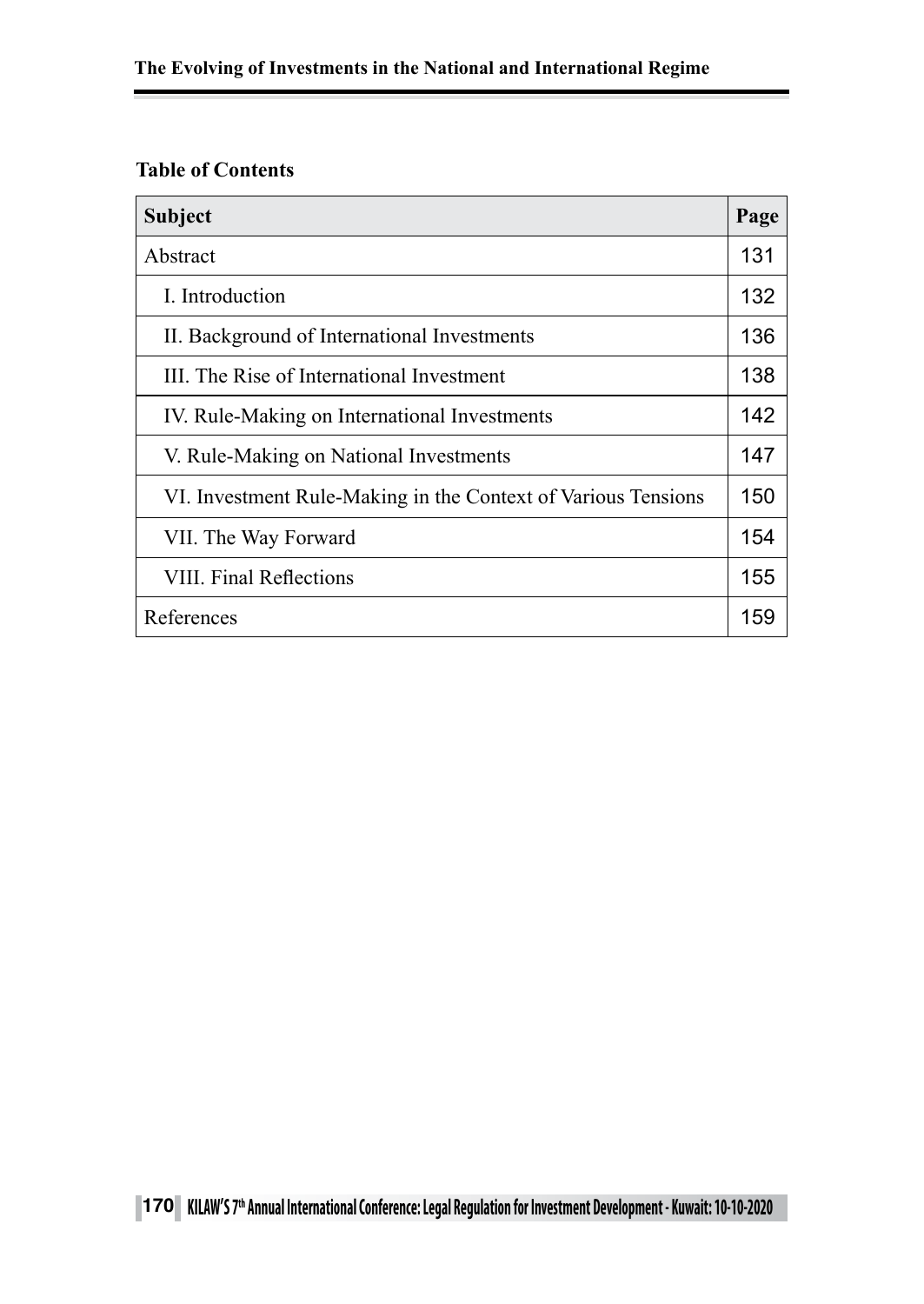**Table of Contents**

| Subject | Page |
|---|---|
| Abstract | 131 |
| I. Introduction | 132 |
| II. Background of International Investments | 136 |
| III. The Rise of International Investment | 138 |
| IV. Rule-Making on International Investments | 142 |
| V. Rule-Making on National Investments | 147 |
| VI. Investment Rule-Making in the Context of Various Tensions | 150 |
| VII. The Way Forward | 154 |
| VIII. Final Reflections | 155 |
| References | 159 |